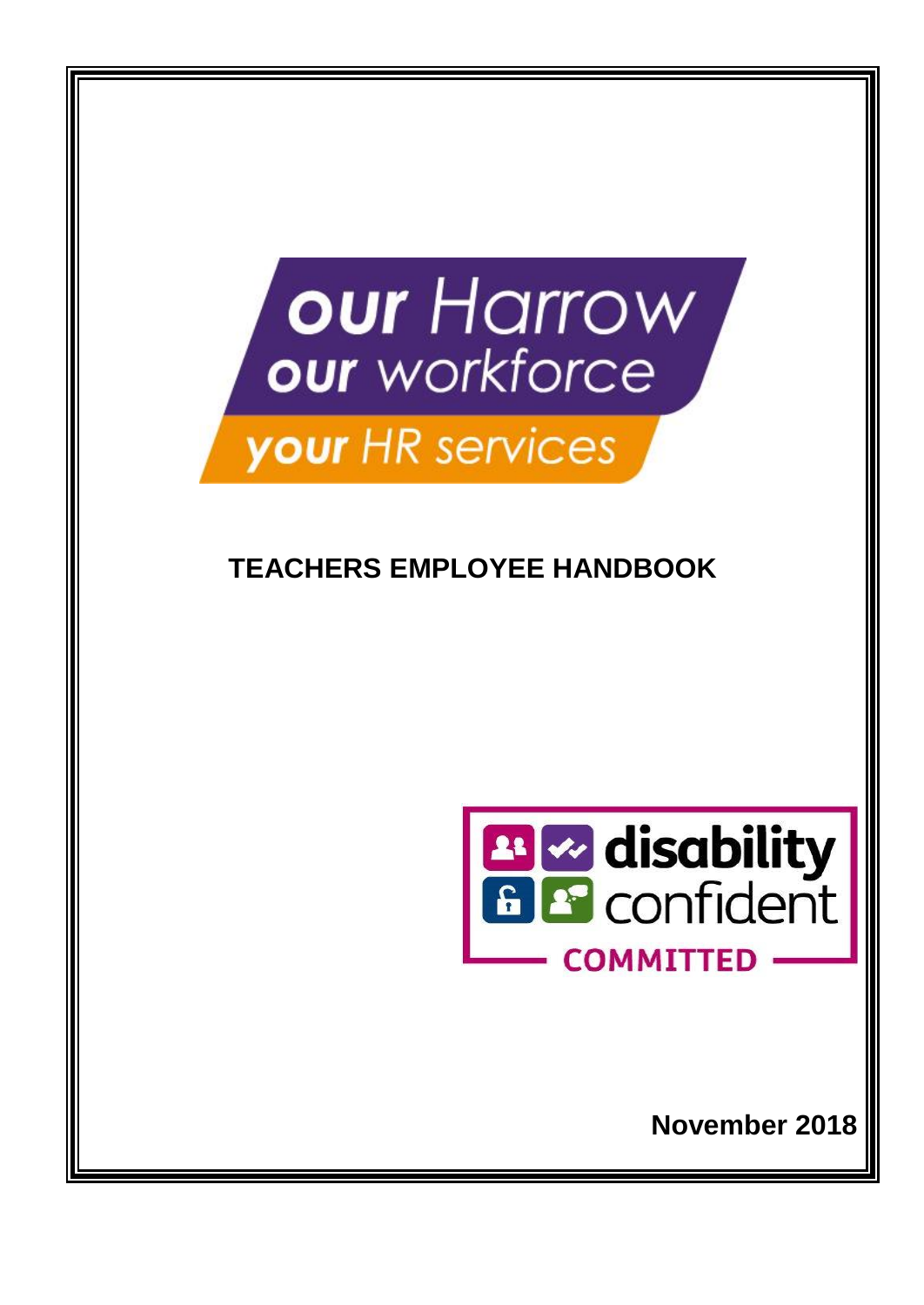**our** Harrow
**our** workforce
**your** HR services

# TEACHERS EMPLOYEE HANDBOOK

disability confident
COMMITTED

**November 2018**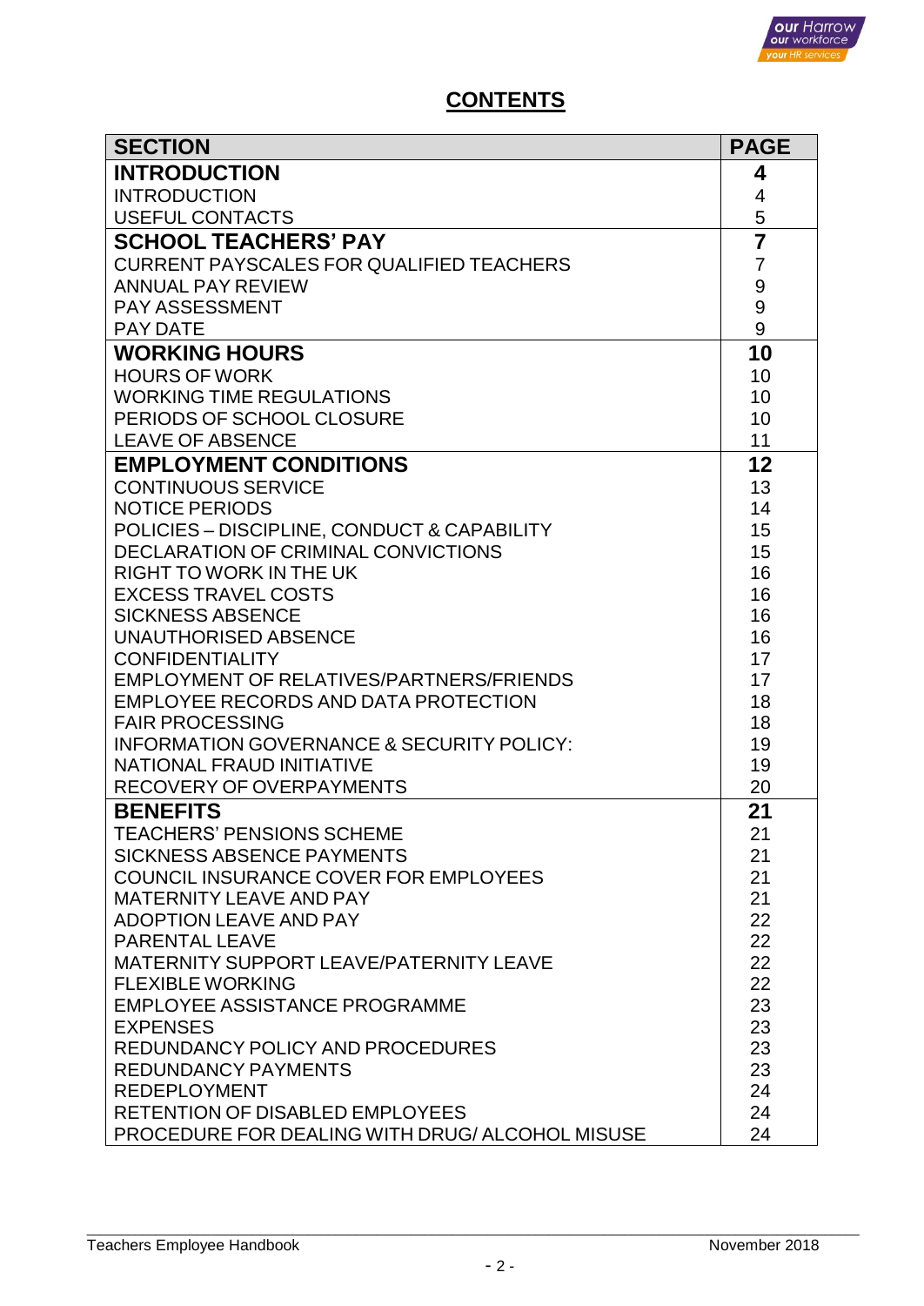# CONTENTS

| SECTION | PAGE |
|---|---|
| **INTRODUCTION** | **4** |
| INTRODUCTION | 4 |
| USEFUL CONTACTS | 5 |
| **SCHOOL TEACHERS' PAY** | **7** |
| CURRENT PAYSCALES FOR QUALIFIED TEACHERS | 7 |
| ANNUAL PAY REVIEW | 9 |
| PAY ASSESSMENT | 9 |
| PAY DATE | 9 |
| **WORKING HOURS** | **10** |
| HOURS OF WORK | 10 |
| WORKING TIME REGULATIONS | 10 |
| PERIODS OF SCHOOL CLOSURE | 10 |
| LEAVE OF ABSENCE | 11 |
| **EMPLOYMENT CONDITIONS** | **12** |
| CONTINUOUS SERVICE | 13 |
| NOTICE PERIODS | 14 |
| POLICIES – DISCIPLINE, CONDUCT & CAPABILITY | 15 |
| DECLARATION OF CRIMINAL CONVICTIONS | 15 |
| RIGHT TO WORK IN THE UK | 16 |
| EXCESS TRAVEL COSTS | 16 |
| SICKNESS ABSENCE | 16 |
| UNAUTHORISED ABSENCE | 16 |
| CONFIDENTIALITY | 17 |
| EMPLOYMENT OF RELATIVES/PARTNERS/FRIENDS | 17 |
| EMPLOYEE RECORDS AND DATA PROTECTION | 18 |
| FAIR PROCESSING | 18 |
| INFORMATION GOVERNANCE & SECURITY POLICY: | 19 |
| NATIONAL FRAUD INITIATIVE | 19 |
| RECOVERY OF OVERPAYMENTS | 20 |
| **BENEFITS** | **21** |
| TEACHERS' PENSIONS SCHEME | 21 |
| SICKNESS ABSENCE PAYMENTS | 21 |
| COUNCIL INSURANCE COVER FOR EMPLOYEES | 21 |
| MATERNITY LEAVE AND PAY | 21 |
| ADOPTION LEAVE AND PAY | 22 |
| PARENTAL LEAVE | 22 |
| MATERNITY SUPPORT LEAVE/PATERNITY LEAVE | 22 |
| FLEXIBLE WORKING | 22 |
| EMPLOYEE ASSISTANCE PROGRAMME | 23 |
| EXPENSES | 23 |
| REDUNDANCY POLICY AND PROCEDURES | 23 |
| REDUNDANCY PAYMENTS | 23 |
| REDEPLOYMENT | 24 |
| RETENTION OF DISABLED EMPLOYEES | 24 |
| PROCEDURE FOR DEALING WITH DRUG/ ALCOHOL MISUSE | 24 |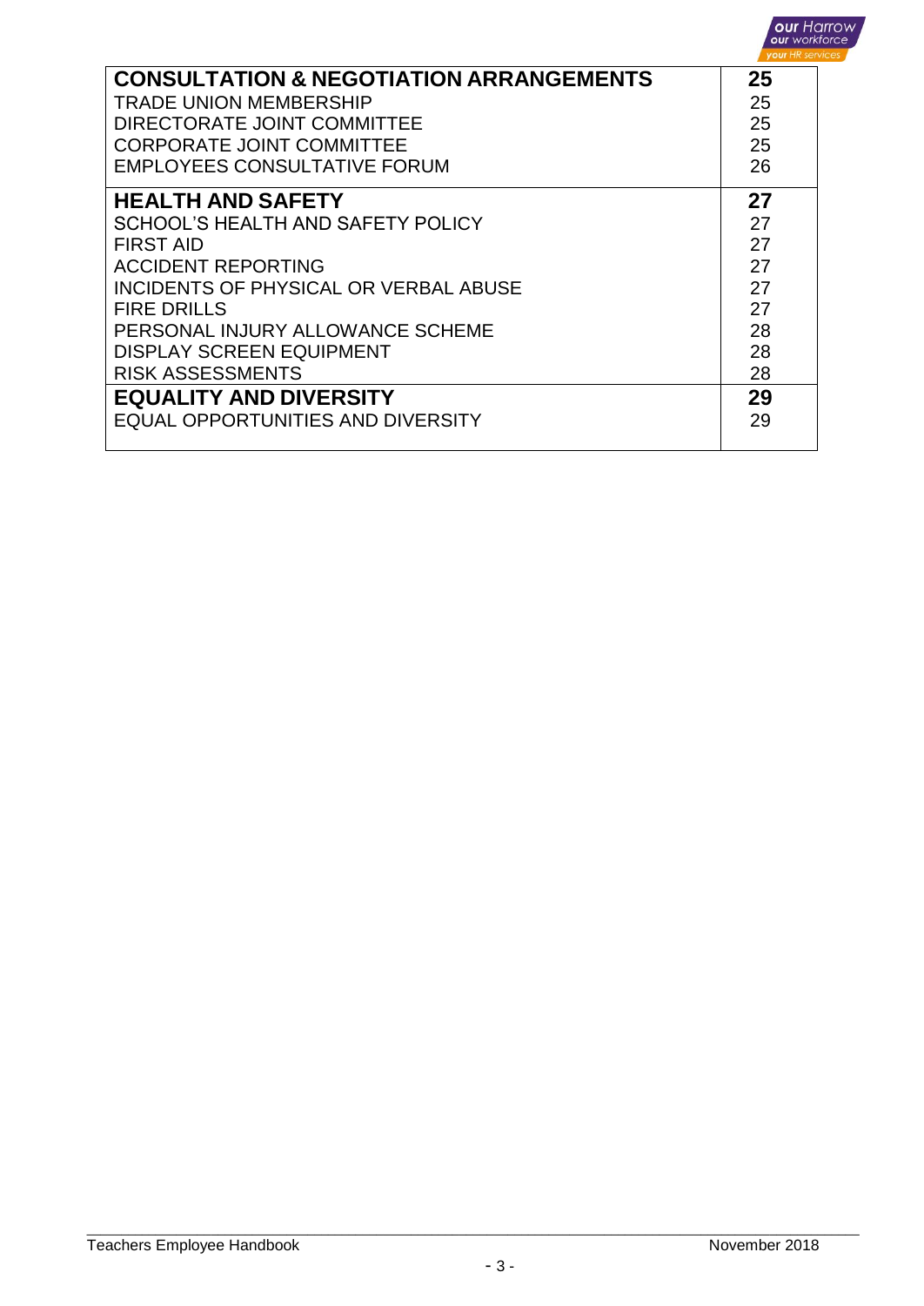| | |
|---|---|
| **CONSULTATION & NEGOTIATION ARRANGEMENTS** | **25** |
| TRADE UNION MEMBERSHIP | 25 |
| DIRECTORATE JOINT COMMITTEE | 25 |
| CORPORATE JOINT COMMITTEE | 25 |
| EMPLOYEES CONSULTATIVE FORUM | 26 |
| **HEALTH AND SAFETY** | **27** |
| SCHOOL'S HEALTH AND SAFETY POLICY | 27 |
| FIRST AID | 27 |
| ACCIDENT REPORTING | 27 |
| INCIDENTS OF PHYSICAL OR VERBAL ABUSE | 27 |
| FIRE DRILLS | 27 |
| PERSONAL INJURY ALLOWANCE SCHEME | 28 |
| DISPLAY SCREEN EQUIPMENT | 28 |
| RISK ASSESSMENTS | 28 |
| **EQUALITY AND DIVERSITY** | **29** |
| EQUAL OPPORTUNITIES AND DIVERSITY | 29 |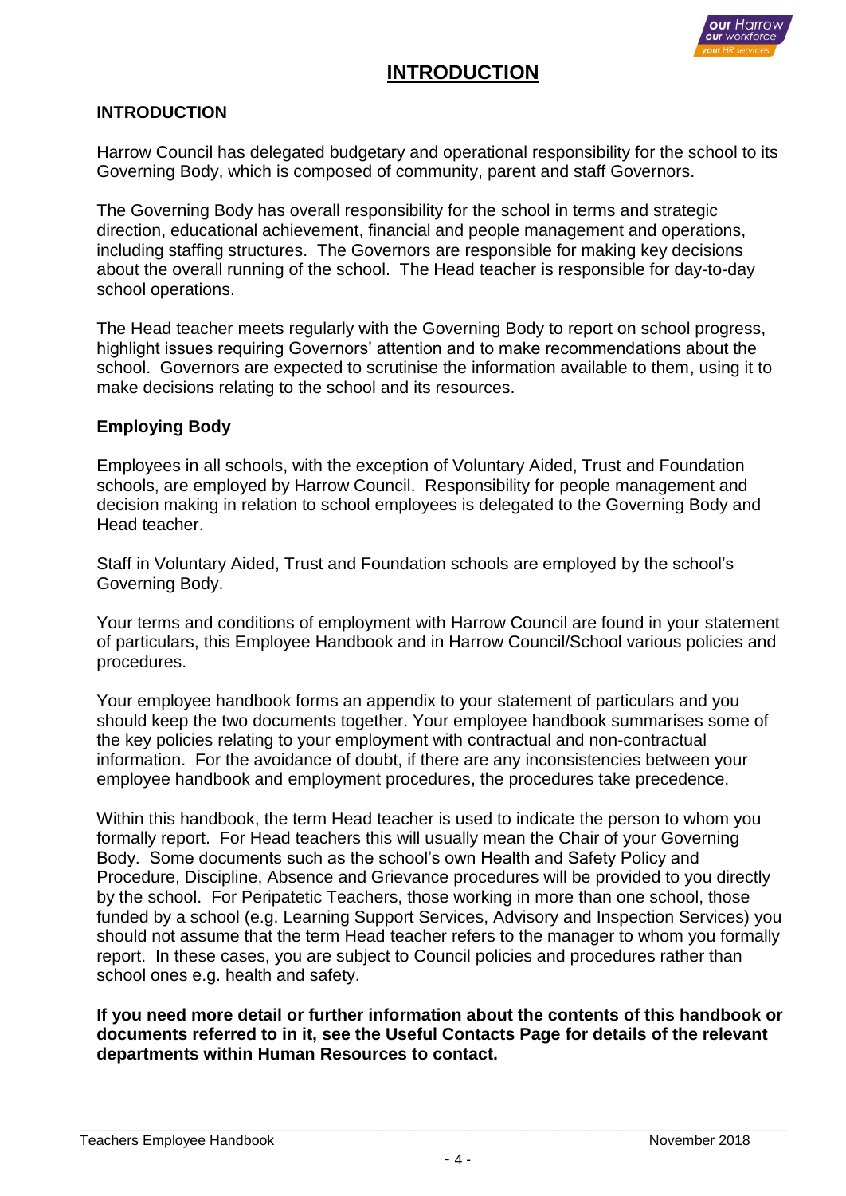# INTRODUCTION

### INTRODUCTION

Harrow Council has delegated budgetary and operational responsibility for the school to its Governing Body, which is composed of community, parent and staff Governors.

The Governing Body has overall responsibility for the school in terms and strategic direction, educational achievement, financial and people management and operations, including staffing structures. The Governors are responsible for making key decisions about the overall running of the school. The Head teacher is responsible for day-to-day school operations.

The Head teacher meets regularly with the Governing Body to report on school progress, highlight issues requiring Governors' attention and to make recommendations about the school. Governors are expected to scrutinise the information available to them, using it to make decisions relating to the school and its resources.

### Employing Body

Employees in all schools, with the exception of Voluntary Aided, Trust and Foundation schools, are employed by Harrow Council. Responsibility for people management and decision making in relation to school employees is delegated to the Governing Body and Head teacher.

Staff in Voluntary Aided, Trust and Foundation schools are employed by the school's Governing Body.

Your terms and conditions of employment with Harrow Council are found in your statement of particulars, this Employee Handbook and in Harrow Council/School various policies and procedures.

Your employee handbook forms an appendix to your statement of particulars and you should keep the two documents together. Your employee handbook summarises some of the key policies relating to your employment with contractual and non-contractual information. For the avoidance of doubt, if there are any inconsistencies between your employee handbook and employment procedures, the procedures take precedence.

Within this handbook, the term Head teacher is used to indicate the person to whom you formally report. For Head teachers this will usually mean the Chair of your Governing Body. Some documents such as the school's own Health and Safety Policy and Procedure, Discipline, Absence and Grievance procedures will be provided to you directly by the school. For Peripatetic Teachers, those working in more than one school, those funded by a school (e.g. Learning Support Services, Advisory and Inspection Services) you should not assume that the term Head teacher refers to the manager to whom you formally report. In these cases, you are subject to Council policies and procedures rather than school ones e.g. health and safety.

**If you need more detail or further information about the contents of this handbook or documents referred to in it, see the Useful Contacts Page for details of the relevant departments within Human Resources to contact.**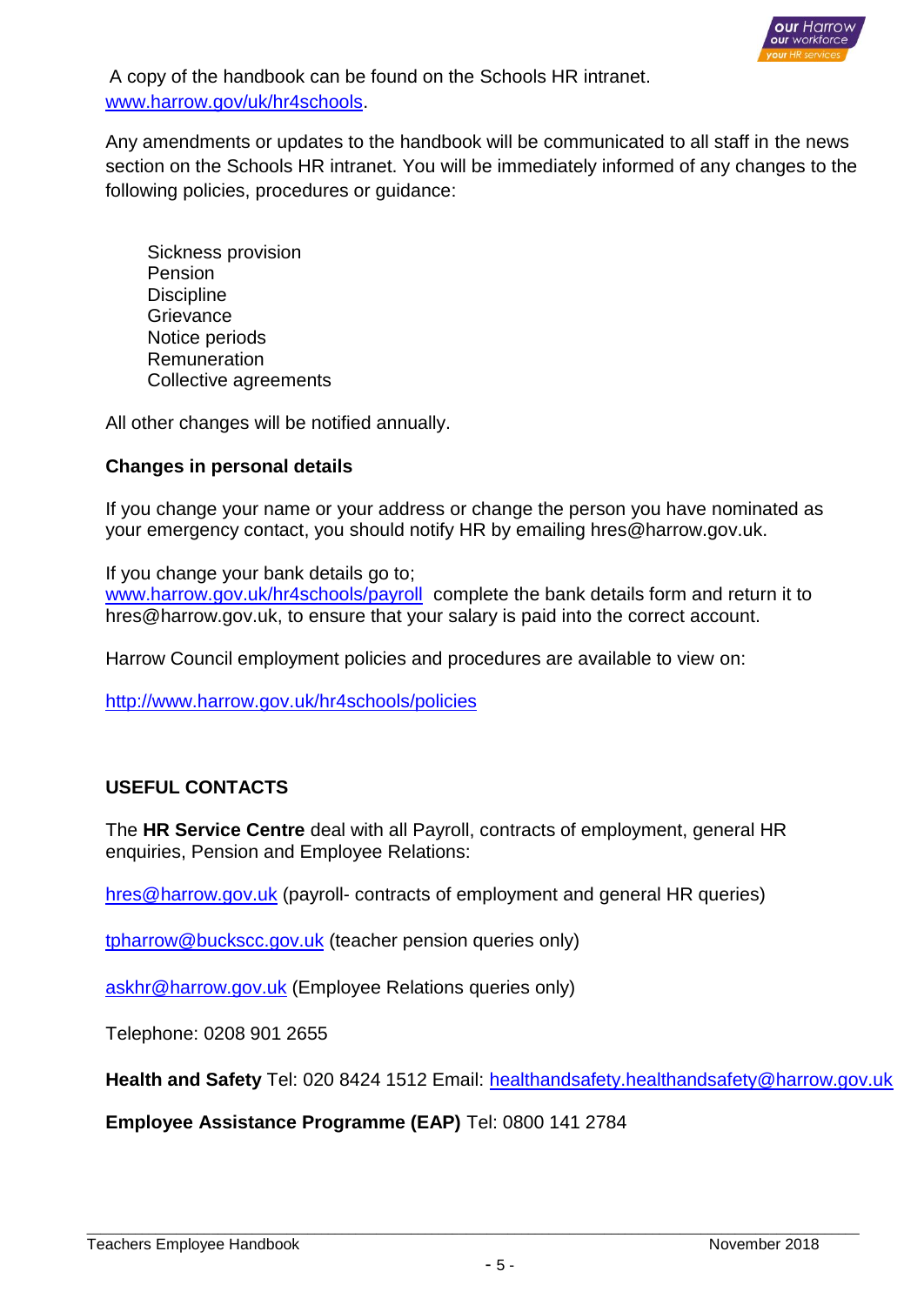A copy of the handbook can be found on the Schools HR intranet. www.harrow.gov/uk/hr4schools.

Any amendments or updates to the handbook will be communicated to all staff in the news section on the Schools HR intranet. You will be immediately informed of any changes to the following policies, procedures or guidance:

- Sickness provision
- Pension
- Discipline
- Grievance
- Notice periods
- Remuneration
- Collective agreements

All other changes will be notified annually.

**Changes in personal details**

If you change your name or your address or change the person you have nominated as your emergency contact, you should notify HR by emailing hres@harrow.gov.uk.

If you change your bank details go to; www.harrow.gov.uk/hr4schools/payroll complete the bank details form and return it to hres@harrow.gov.uk, to ensure that your salary is paid into the correct account.

Harrow Council employment policies and procedures are available to view on:

http://www.harrow.gov.uk/hr4schools/policies

**USEFUL CONTACTS**

The **HR Service Centre** deal with all Payroll, contracts of employment, general HR enquiries, Pension and Employee Relations:

hres@harrow.gov.uk (payroll- contracts of employment and general HR queries)

tpharrow@buckscc.gov.uk (teacher pension queries only)

askhr@harrow.gov.uk (Employee Relations queries only)

Telephone: 0208 901 2655

**Health and Safety** Tel: 020 8424 1512 Email: healthandsafety.healthandsafety@harrow.gov.uk

**Employee Assistance Programme (EAP)** Tel: 0800 141 2784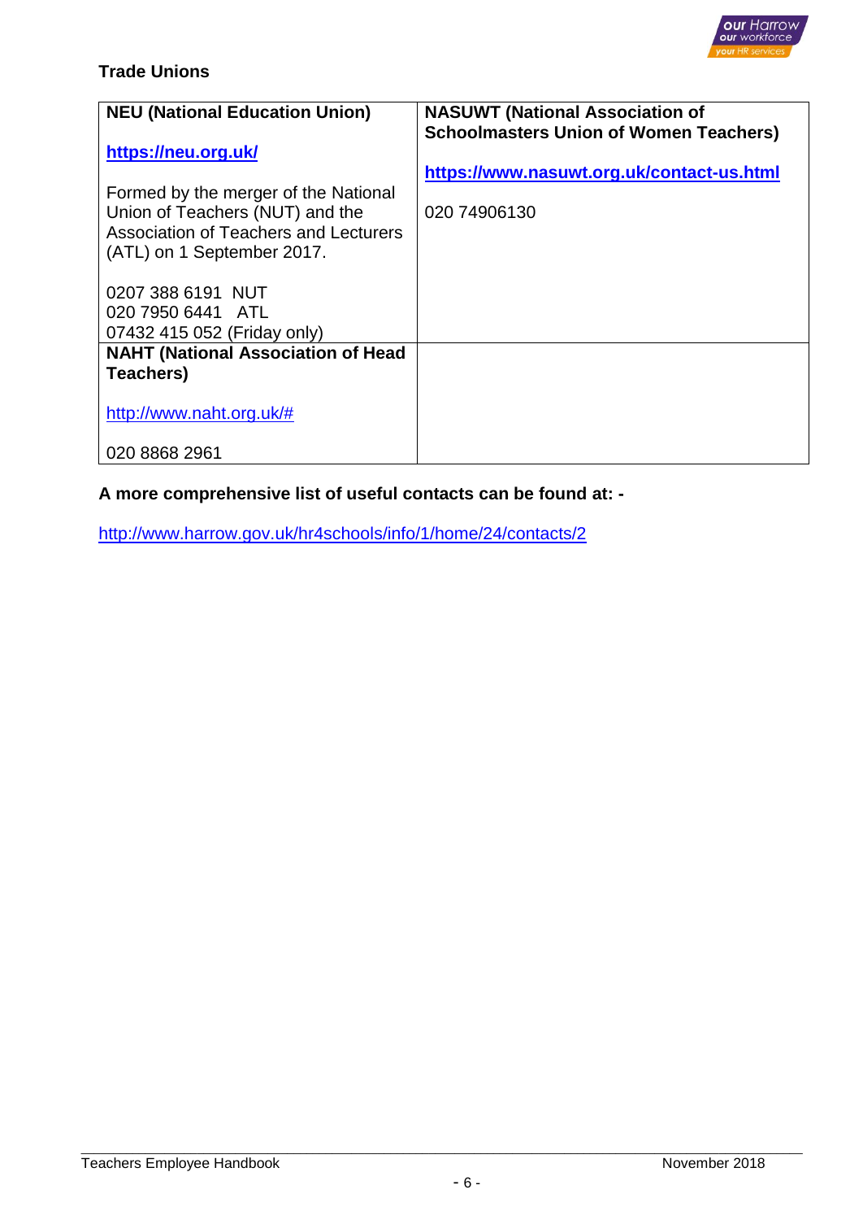## Trade Unions

| NEU (National Education Union) | NASUWT (National Association of Schoolmasters Union of Women Teachers) |
|---|---|
| **https://neu.org.uk/**<br><br>Formed by the merger of the National Union of Teachers (NUT) and the Association of Teachers and Lecturers (ATL) on 1 September 2017.<br><br>0207 388 6191 NUT<br>020 7950 6441 ATL<br>07432 415 052 (Friday only) | **https://www.nasuwt.org.uk/contact-us.html**<br><br>020 74906130 |
| **NAHT (National Association of Head Teachers)**<br><br>http://www.naht.org.uk/#<br><br>020 8868 2961 | |

**A more comprehensive list of useful contacts can be found at: -**

http://www.harrow.gov.uk/hr4schools/info/1/home/24/contacts/2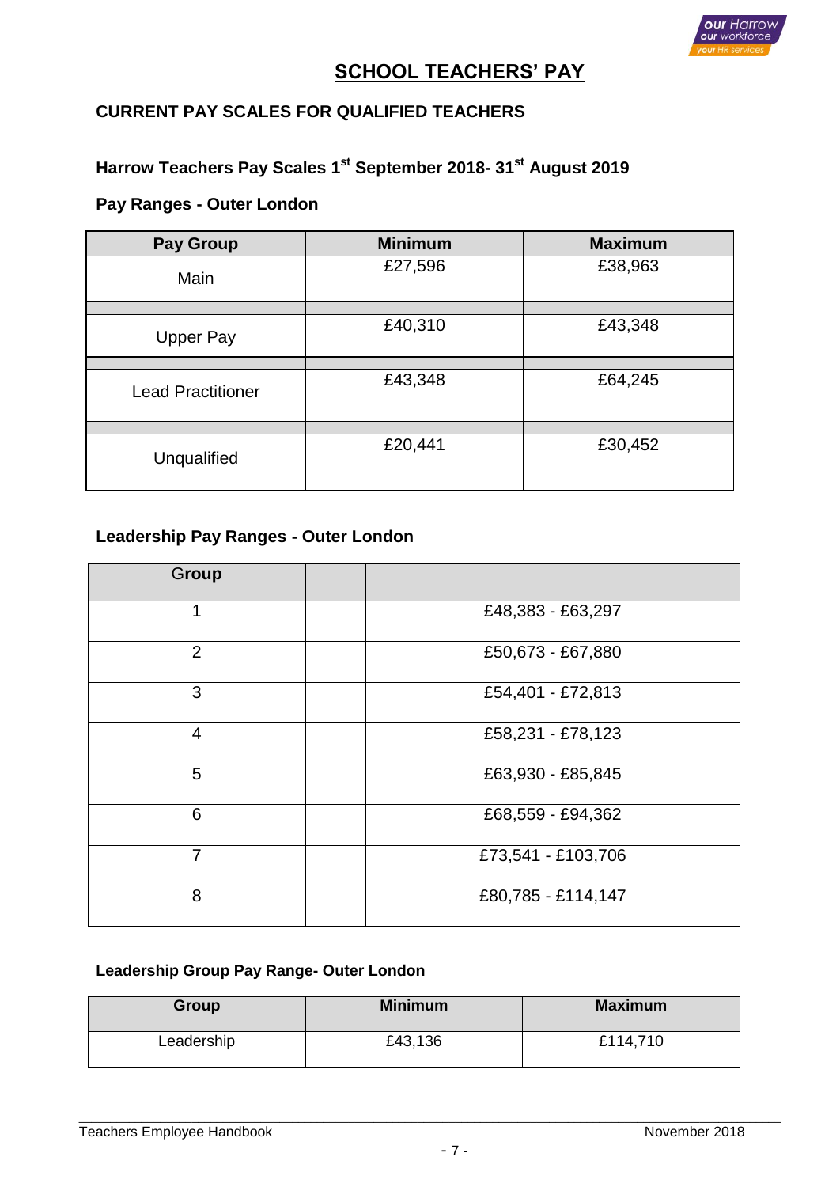# SCHOOL TEACHERS' PAY

### CURRENT PAY SCALES FOR QUALIFIED TEACHERS

### Harrow Teachers Pay Scales 1st September 2018- 31st August 2019

### Pay Ranges - Outer London

| Pay Group | Minimum | Maximum |
|---|---|---|
| Main | £27,596 | £38,963 |
| | | |
| Upper Pay | £40,310 | £43,348 |
| | | |
| Lead Practitioner | £43,348 | £64,245 |
| | | |
| Unqualified | £20,441 | £30,452 |

### Leadership Pay Ranges - Outer London

| Group | | |
|---|---|---|
| 1 | | £48,383 - £63,297 |
| 2 | | £50,673 - £67,880 |
| 3 | | £54,401 - £72,813 |
| 4 | | £58,231 - £78,123 |
| 5 | | £63,930 - £85,845 |
| 6 | | £68,559 - £94,362 |
| 7 | | £73,541 - £103,706 |
| 8 | | £80,785 - £114,147 |

### Leadership Group Pay Range- Outer London

| Group | Minimum | Maximum |
|---|---|---|
| Leadership | £43,136 | £114,710 |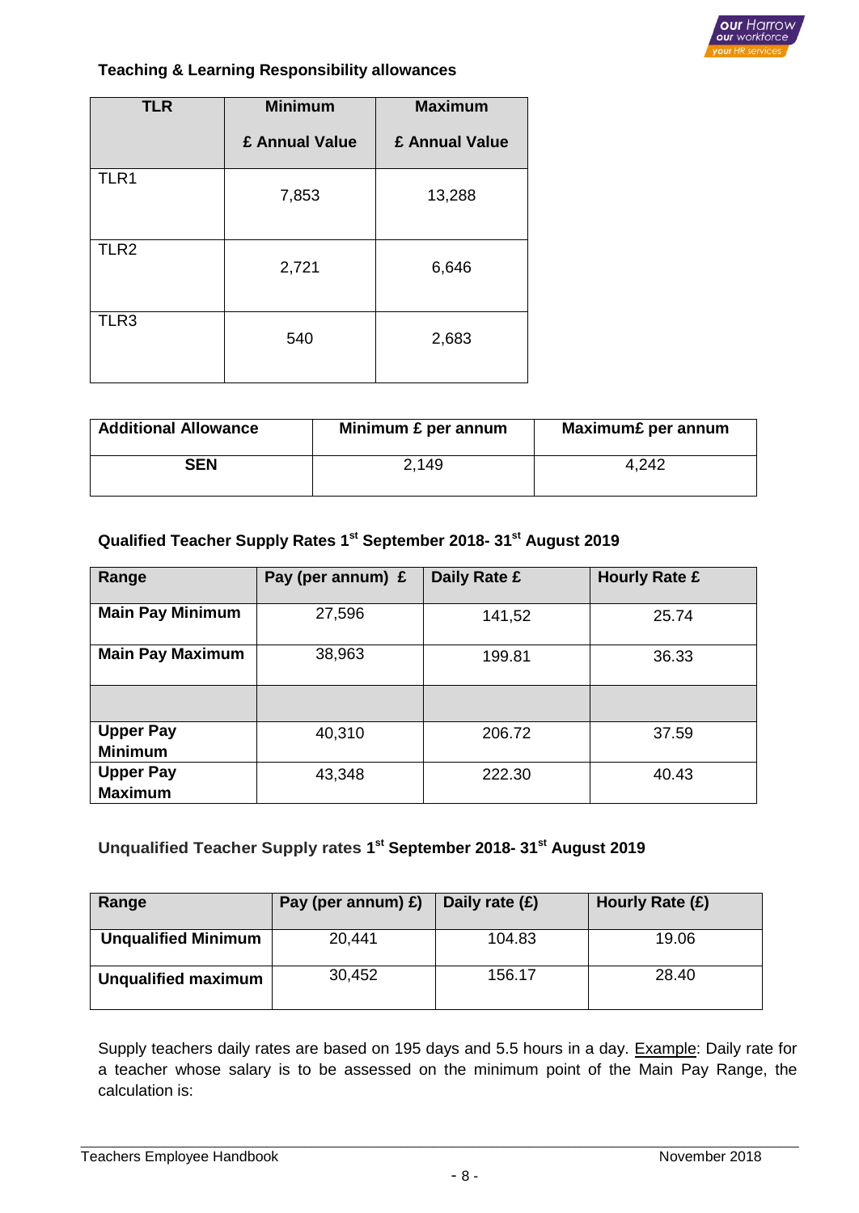### Teaching & Learning Responsibility allowances

| TLR | Minimum £ Annual Value | Maximum £ Annual Value |
|---|---|---|
| TLR1 | 7,853 | 13,288 |
| TLR2 | 2,721 | 6,646 |
| TLR3 | 540 | 2,683 |

| Additional Allowance | Minimum £ per annum | Maximum£ per annum |
|---|---|---|
| **SEN** | 2,149 | 4,242 |

### Qualified Teacher Supply Rates 1st September 2018- 31st August 2019

| Range | Pay (per annum) £ | Daily Rate £ | Hourly Rate £ |
|---|---|---|---|
| **Main Pay Minimum** | 27,596 | 141,52 | 25.74 |
| **Main Pay Maximum** | 38,963 | 199.81 | 36.33 |
| | | | |
| **Upper Pay Minimum** | 40,310 | 206.72 | 37.59 |
| **Upper Pay Maximum** | 43,348 | 222.30 | 40.43 |

### Unqualified Teacher Supply rates 1st September 2018- 31st August 2019

| Range | Pay (per annum) £) | Daily rate (£) | Hourly Rate (£) |
|---|---|---|---|
| **Unqualified Minimum** | 20,441 | 104.83 | 19.06 |
| **Unqualified maximum** | 30,452 | 156.17 | 28.40 |

Supply teachers daily rates are based on 195 days and 5.5 hours in a day. Example: Daily rate for a teacher whose salary is to be assessed on the minimum point of the Main Pay Range, the calculation is: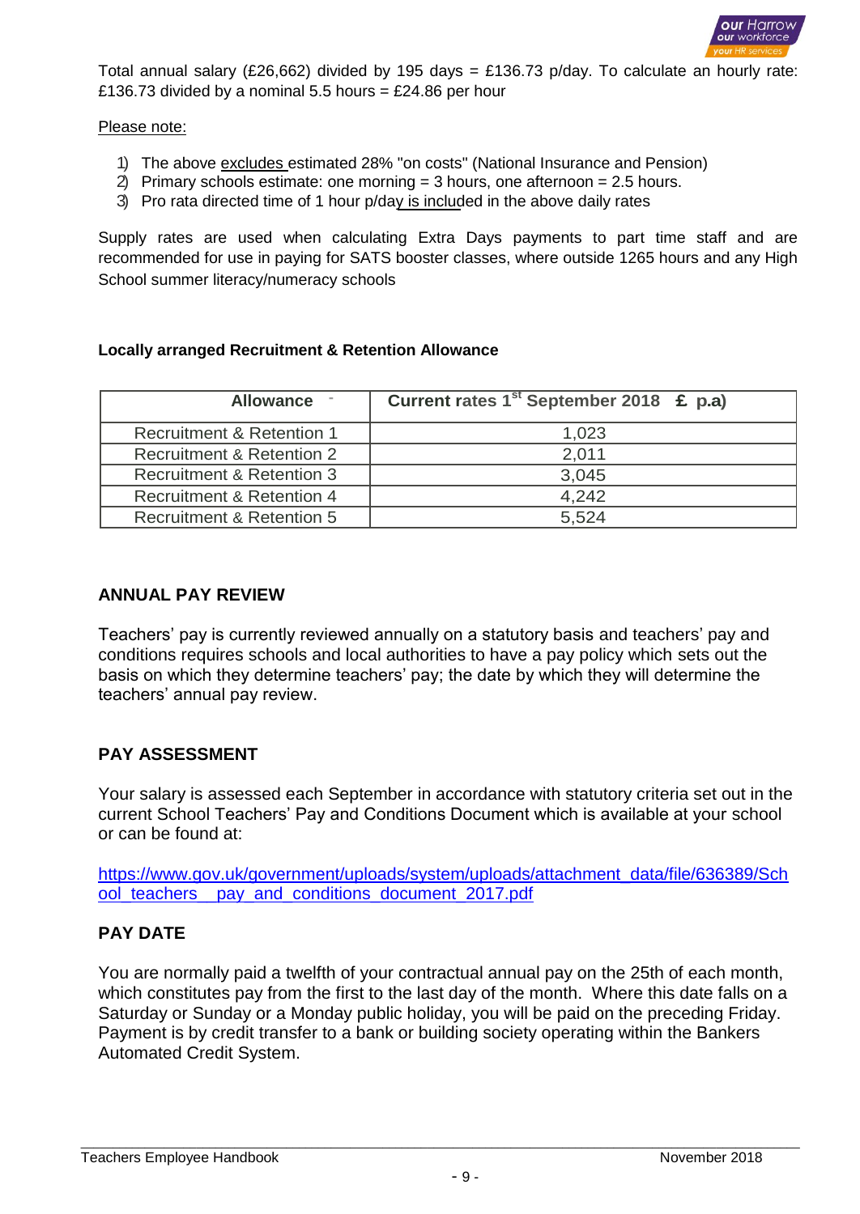Total annual salary (£26,662) divided by 195 days = £136.73 p/day. To calculate an hourly rate: £136.73 divided by a nominal 5.5 hours = £24.86 per hour

Please note:

1) The above excludes estimated 28% "on costs" (National Insurance and Pension)
2) Primary schools estimate: one morning = 3 hours, one afternoon = 2.5 hours.
3) Pro rata directed time of 1 hour p/day is included in the above daily rates

Supply rates are used when calculating Extra Days payments to part time staff and are recommended for use in paying for SATS booster classes, where outside 1265 hours and any High School summer literacy/numeracy schools

**Locally arranged Recruitment & Retention Allowance**

| Allowance | Current rates 1st September 2018 £ p.a) |
|---|---|
| Recruitment & Retention 1 | 1,023 |
| Recruitment & Retention 2 | 2,011 |
| Recruitment & Retention 3 | 3,045 |
| Recruitment & Retention 4 | 4,242 |
| Recruitment & Retention 5 | 5,524 |

## ANNUAL PAY REVIEW

Teachers' pay is currently reviewed annually on a statutory basis and teachers' pay and conditions requires schools and local authorities to have a pay policy which sets out the basis on which they determine teachers' pay; the date by which they will determine the teachers' annual pay review.

## PAY ASSESSMENT

Your salary is assessed each September in accordance with statutory criteria set out in the current School Teachers' Pay and Conditions Document which is available at your school or can be found at:

https://www.gov.uk/government/uploads/system/uploads/attachment_data/file/636389/School_teachers__pay_and_conditions_document_2017.pdf

## PAY DATE

You are normally paid a twelfth of your contractual annual pay on the 25th of each month, which constitutes pay from the first to the last day of the month. Where this date falls on a Saturday or Sunday or a Monday public holiday, you will be paid on the preceding Friday. Payment is by credit transfer to a bank or building society operating within the Bankers Automated Credit System.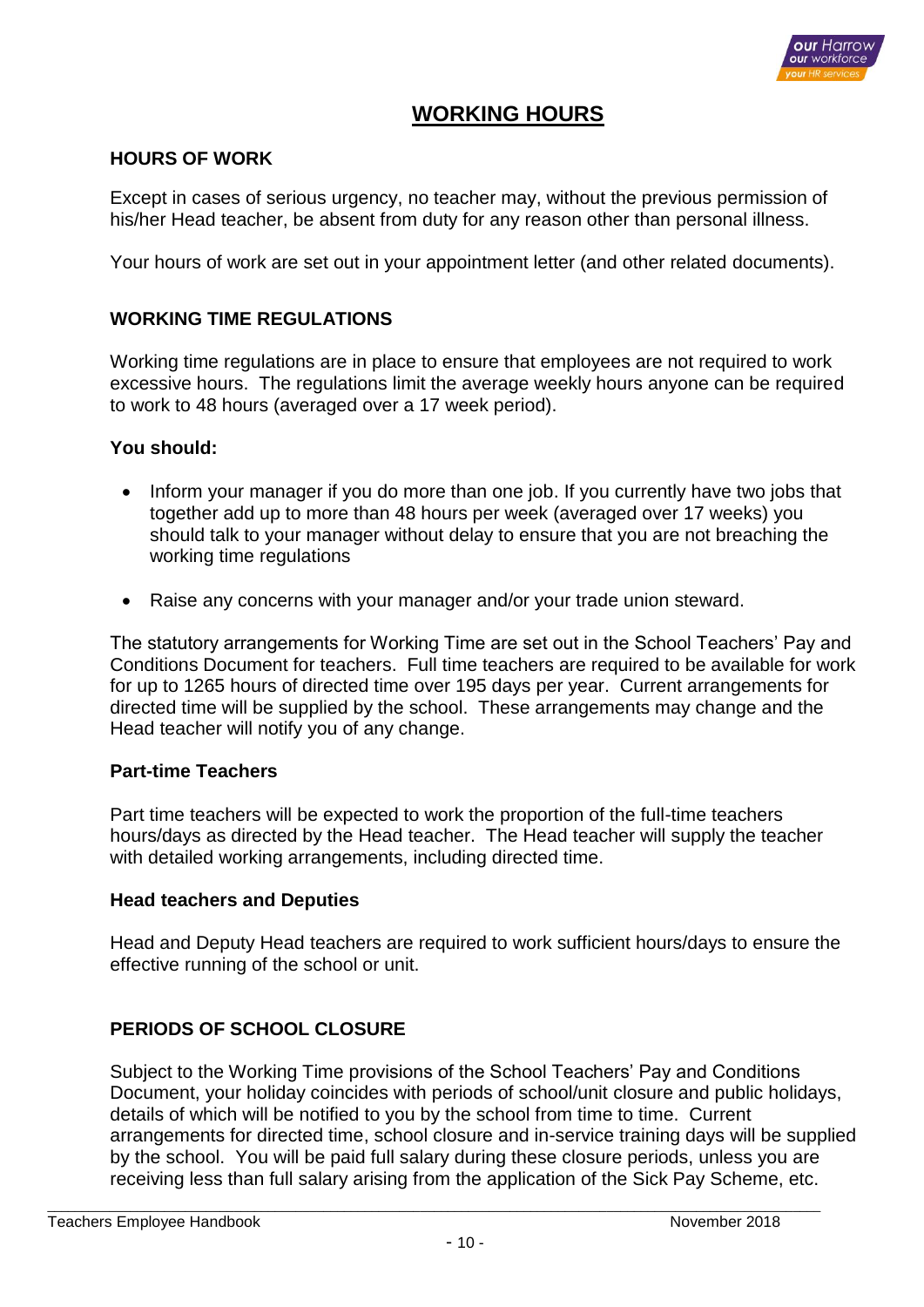# WORKING HOURS

## HOURS OF WORK

Except in cases of serious urgency, no teacher may, without the previous permission of his/her Head teacher, be absent from duty for any reason other than personal illness.

Your hours of work are set out in your appointment letter (and other related documents).

## WORKING TIME REGULATIONS

Working time regulations are in place to ensure that employees are not required to work excessive hours. The regulations limit the average weekly hours anyone can be required to work to 48 hours (averaged over a 17 week period).

**You should:**

- Inform your manager if you do more than one job. If you currently have two jobs that together add up to more than 48 hours per week (averaged over 17 weeks) you should talk to your manager without delay to ensure that you are not breaching the working time regulations
- Raise any concerns with your manager and/or your trade union steward.

The statutory arrangements for Working Time are set out in the School Teachers' Pay and Conditions Document for teachers. Full time teachers are required to be available for work for up to 1265 hours of directed time over 195 days per year. Current arrangements for directed time will be supplied by the school. These arrangements may change and the Head teacher will notify you of any change.

### Part-time Teachers

Part time teachers will be expected to work the proportion of the full-time teachers hours/days as directed by the Head teacher. The Head teacher will supply the teacher with detailed working arrangements, including directed time.

### Head teachers and Deputies

Head and Deputy Head teachers are required to work sufficient hours/days to ensure the effective running of the school or unit.

## PERIODS OF SCHOOL CLOSURE

Subject to the Working Time provisions of the School Teachers' Pay and Conditions Document, your holiday coincides with periods of school/unit closure and public holidays, details of which will be notified to you by the school from time to time. Current arrangements for directed time, school closure and in-service training days will be supplied by the school. You will be paid full salary during these closure periods, unless you are receiving less than full salary arising from the application of the Sick Pay Scheme, etc.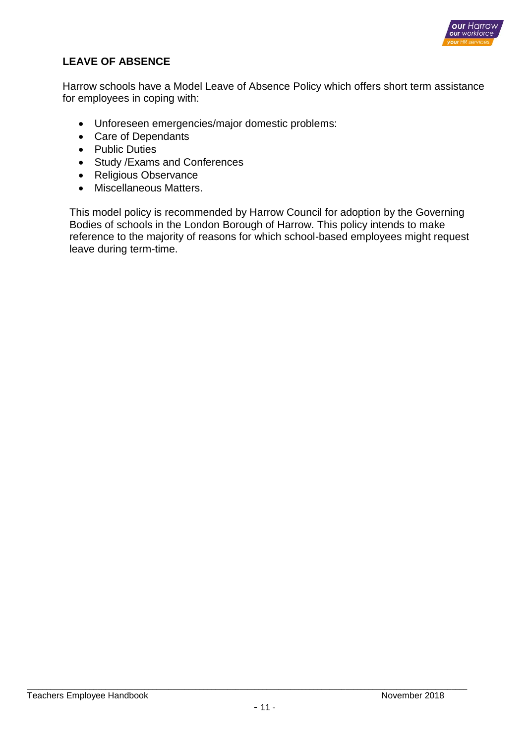## LEAVE OF ABSENCE

Harrow schools have a Model Leave of Absence Policy which offers short term assistance for employees in coping with:

- Unforeseen emergencies/major domestic problems:
- Care of Dependants
- Public Duties
- Study /Exams and Conferences
- Religious Observance
- Miscellaneous Matters.

This model policy is recommended by Harrow Council for adoption by the Governing Bodies of schools in the London Borough of Harrow. This policy intends to make reference to the majority of reasons for which school-based employees might request leave during term-time.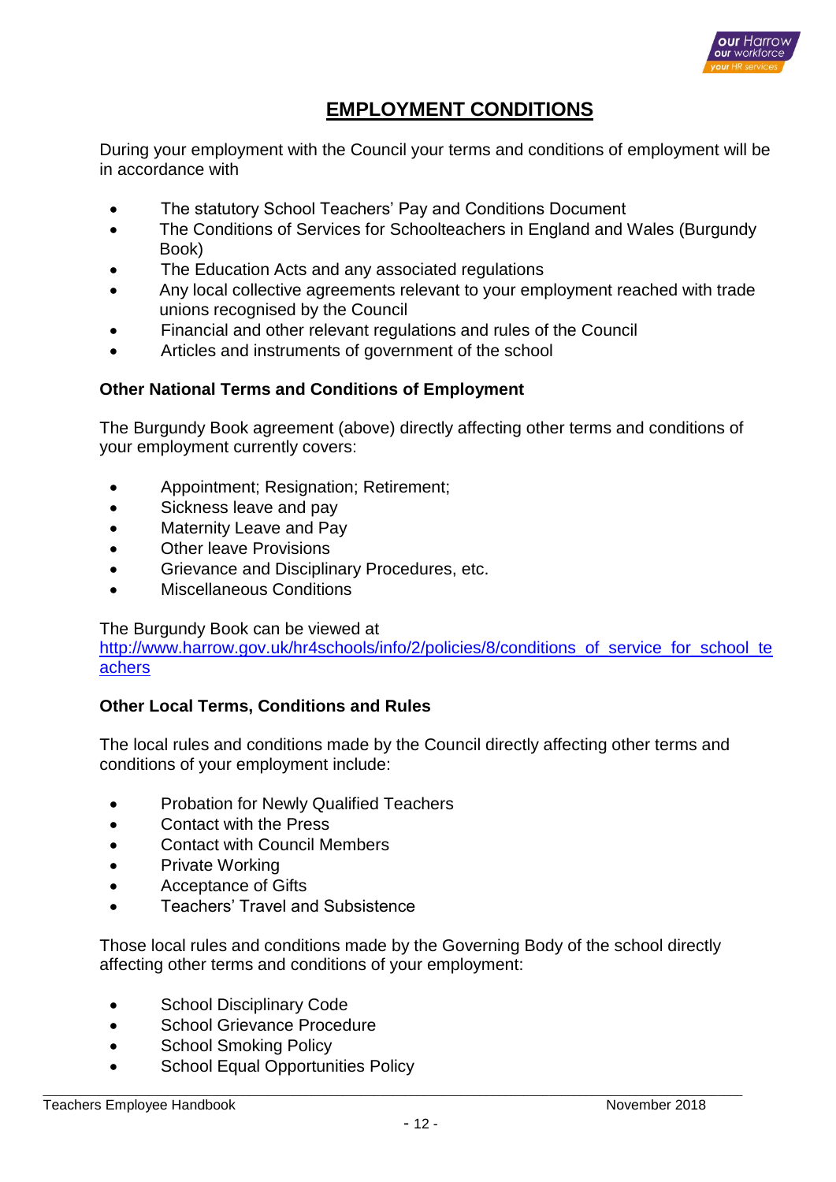# EMPLOYMENT CONDITIONS

During your employment with the Council your terms and conditions of employment will be in accordance with

- The statutory School Teachers' Pay and Conditions Document
- The Conditions of Services for Schoolteachers in England and Wales (Burgundy Book)
- The Education Acts and any associated regulations
- Any local collective agreements relevant to your employment reached with trade unions recognised by the Council
- Financial and other relevant regulations and rules of the Council
- Articles and instruments of government of the school

**Other National Terms and Conditions of Employment**

The Burgundy Book agreement (above) directly affecting other terms and conditions of your employment currently covers:

- Appointment; Resignation; Retirement;
- Sickness leave and pay
- Maternity Leave and Pay
- Other leave Provisions
- Grievance and Disciplinary Procedures, etc.
- Miscellaneous Conditions

The Burgundy Book can be viewed at
[http://www.harrow.gov.uk/hr4schools/info/2/policies/8/conditions_of_service_for_school_teachers](http://www.harrow.gov.uk/hr4schools/info/2/policies/8/conditions_of_service_for_school_teachers)

**Other Local Terms, Conditions and Rules**

The local rules and conditions made by the Council directly affecting other terms and conditions of your employment include:

- Probation for Newly Qualified Teachers
- Contact with the Press
- Contact with Council Members
- Private Working
- Acceptance of Gifts
- Teachers' Travel and Subsistence

Those local rules and conditions made by the Governing Body of the school directly affecting other terms and conditions of your employment:

- School Disciplinary Code
- School Grievance Procedure
- School Smoking Policy
- School Equal Opportunities Policy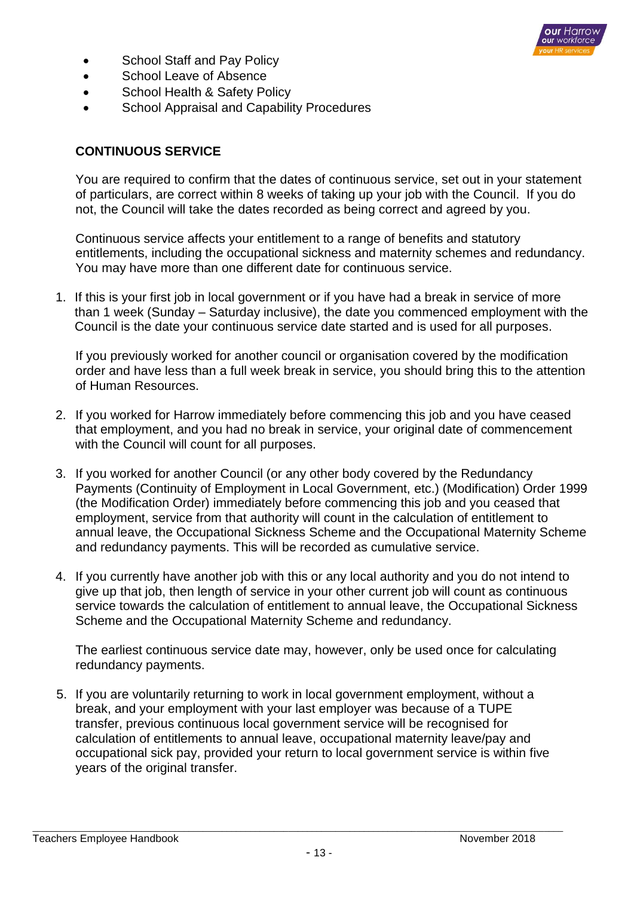- School Staff and Pay Policy
- School Leave of Absence
- School Health & Safety Policy
- School Appraisal and Capability Procedures

**CONTINUOUS SERVICE**

You are required to confirm that the dates of continuous service, set out in your statement of particulars, are correct within 8 weeks of taking up your job with the Council. If you do not, the Council will take the dates recorded as being correct and agreed by you.

Continuous service affects your entitlement to a range of benefits and statutory entitlements, including the occupational sickness and maternity schemes and redundancy. You may have more than one different date for continuous service.

1. If this is your first job in local government or if you have had a break in service of more than 1 week (Sunday – Saturday inclusive), the date you commenced employment with the Council is the date your continuous service date started and is used for all purposes.

   If you previously worked for another council or organisation covered by the modification order and have less than a full week break in service, you should bring this to the attention of Human Resources.

2. If you worked for Harrow immediately before commencing this job and you have ceased that employment, and you had no break in service, your original date of commencement with the Council will count for all purposes.

3. If you worked for another Council (or any other body covered by the Redundancy Payments (Continuity of Employment in Local Government, etc.) (Modification) Order 1999 (the Modification Order) immediately before commencing this job and you ceased that employment, service from that authority will count in the calculation of entitlement to annual leave, the Occupational Sickness Scheme and the Occupational Maternity Scheme and redundancy payments. This will be recorded as cumulative service.

4. If you currently have another job with this or any local authority and you do not intend to give up that job, then length of service in your other current job will count as continuous service towards the calculation of entitlement to annual leave, the Occupational Sickness Scheme and the Occupational Maternity Scheme and redundancy.

   The earliest continuous service date may, however, only be used once for calculating redundancy payments.

5. If you are voluntarily returning to work in local government employment, without a break, and your employment with your last employer was because of a TUPE transfer, previous continuous local government service will be recognised for calculation of entitlements to annual leave, occupational maternity leave/pay and occupational sick pay, provided your return to local government service is within five years of the original transfer.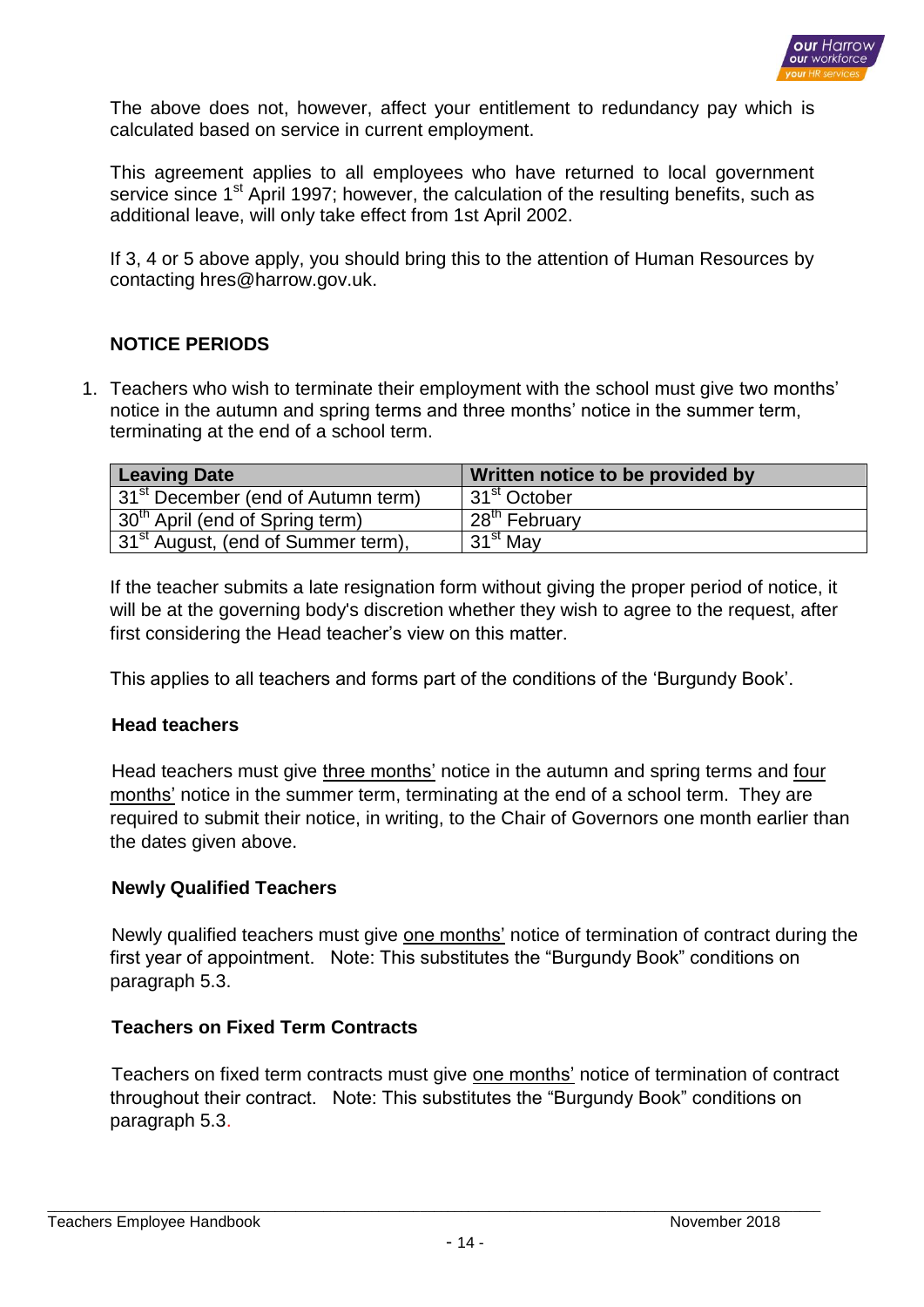The above does not, however, affect your entitlement to redundancy pay which is calculated based on service in current employment.

This agreement applies to all employees who have returned to local government service since 1st April 1997; however, the calculation of the resulting benefits, such as additional leave, will only take effect from 1st April 2002.

If 3, 4 or 5 above apply, you should bring this to the attention of Human Resources by contacting hres@harrow.gov.uk.

## NOTICE PERIODS

1. Teachers who wish to terminate their employment with the school must give two months' notice in the autumn and spring terms and three months' notice in the summer term, terminating at the end of a school term.

| Leaving Date | Written notice to be provided by |
|---|---|
| 31st December (end of Autumn term) | 31st October |
| 30th April (end of Spring term) | 28th February |
| 31st August, (end of Summer term), | 31st May |

If the teacher submits a late resignation form without giving the proper period of notice, it will be at the governing body's discretion whether they wish to agree to the request, after first considering the Head teacher's view on this matter.

This applies to all teachers and forms part of the conditions of the 'Burgundy Book'.

### Head teachers

Head teachers must give three months' notice in the autumn and spring terms and four months' notice in the summer term, terminating at the end of a school term. They are required to submit their notice, in writing, to the Chair of Governors one month earlier than the dates given above.

### Newly Qualified Teachers

Newly qualified teachers must give one months' notice of termination of contract during the first year of appointment. Note: This substitutes the "Burgundy Book" conditions on paragraph 5.3.

### Teachers on Fixed Term Contracts

Teachers on fixed term contracts must give one months' notice of termination of contract throughout their contract. Note: This substitutes the "Burgundy Book" conditions on paragraph 5.3.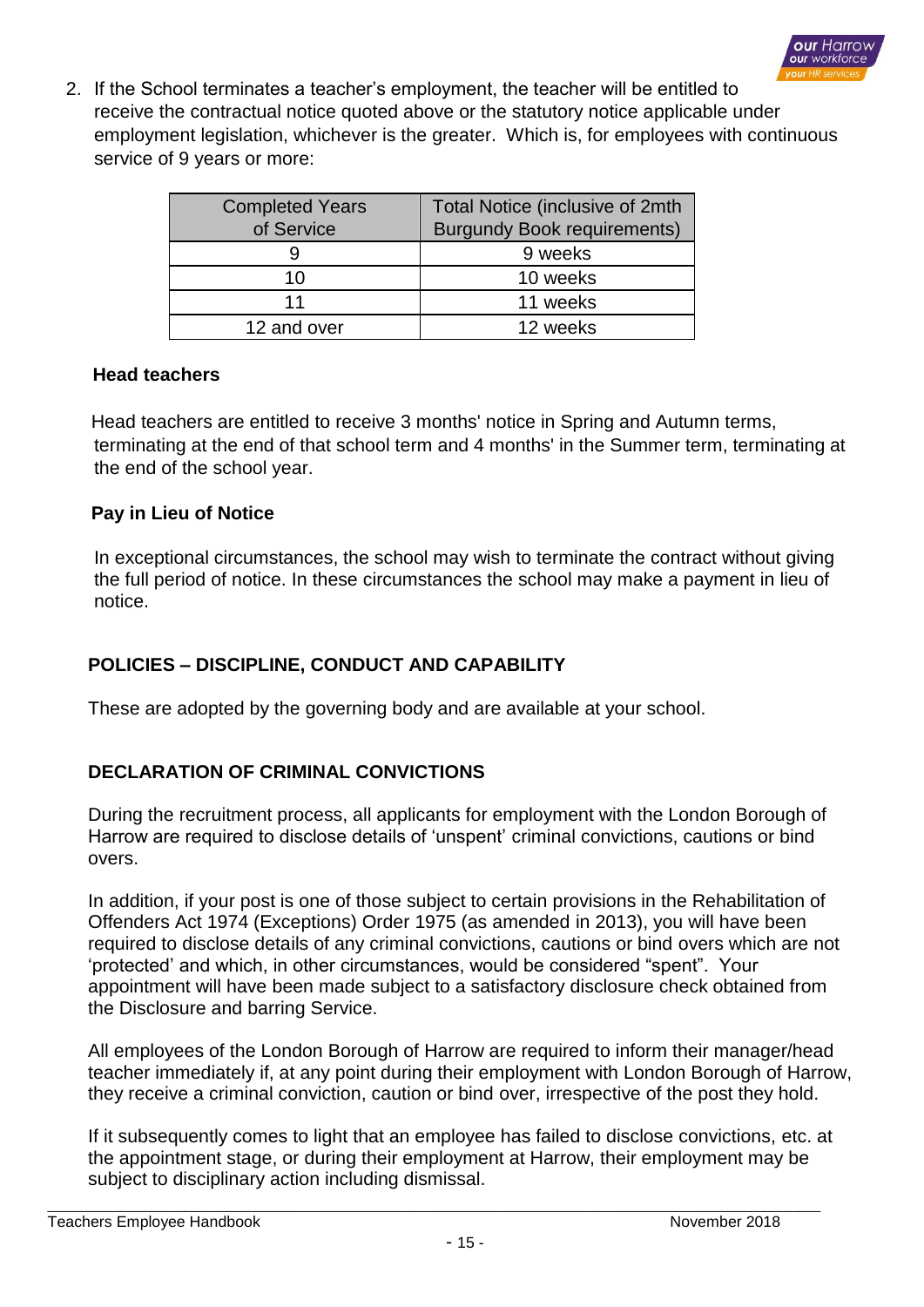2. If the School terminates a teacher's employment, the teacher will be entitled to receive the contractual notice quoted above or the statutory notice applicable under employment legislation, whichever is the greater. Which is, for employees with continuous service of 9 years or more:

| Completed Years of Service | Total Notice (inclusive of 2mth Burgundy Book requirements) |
|---|---|
| 9 | 9 weeks |
| 10 | 10 weeks |
| 11 | 11 weeks |
| 12 and over | 12 weeks |

**Head teachers**

Head teachers are entitled to receive 3 months' notice in Spring and Autumn terms, terminating at the end of that school term and 4 months' in the Summer term, terminating at the end of the school year.

**Pay in Lieu of Notice**

In exceptional circumstances, the school may wish to terminate the contract without giving the full period of notice. In these circumstances the school may make a payment in lieu of notice.

## POLICIES – DISCIPLINE, CONDUCT AND CAPABILITY

These are adopted by the governing body and are available at your school.

## DECLARATION OF CRIMINAL CONVICTIONS

During the recruitment process, all applicants for employment with the London Borough of Harrow are required to disclose details of 'unspent' criminal convictions, cautions or bind overs.

In addition, if your post is one of those subject to certain provisions in the Rehabilitation of Offenders Act 1974 (Exceptions) Order 1975 (as amended in 2013), you will have been required to disclose details of any criminal convictions, cautions or bind overs which are not 'protected' and which, in other circumstances, would be considered "spent". Your appointment will have been made subject to a satisfactory disclosure check obtained from the Disclosure and barring Service.

All employees of the London Borough of Harrow are required to inform their manager/head teacher immediately if, at any point during their employment with London Borough of Harrow, they receive a criminal conviction, caution or bind over, irrespective of the post they hold.

If it subsequently comes to light that an employee has failed to disclose convictions, etc. at the appointment stage, or during their employment at Harrow, their employment may be subject to disciplinary action including dismissal.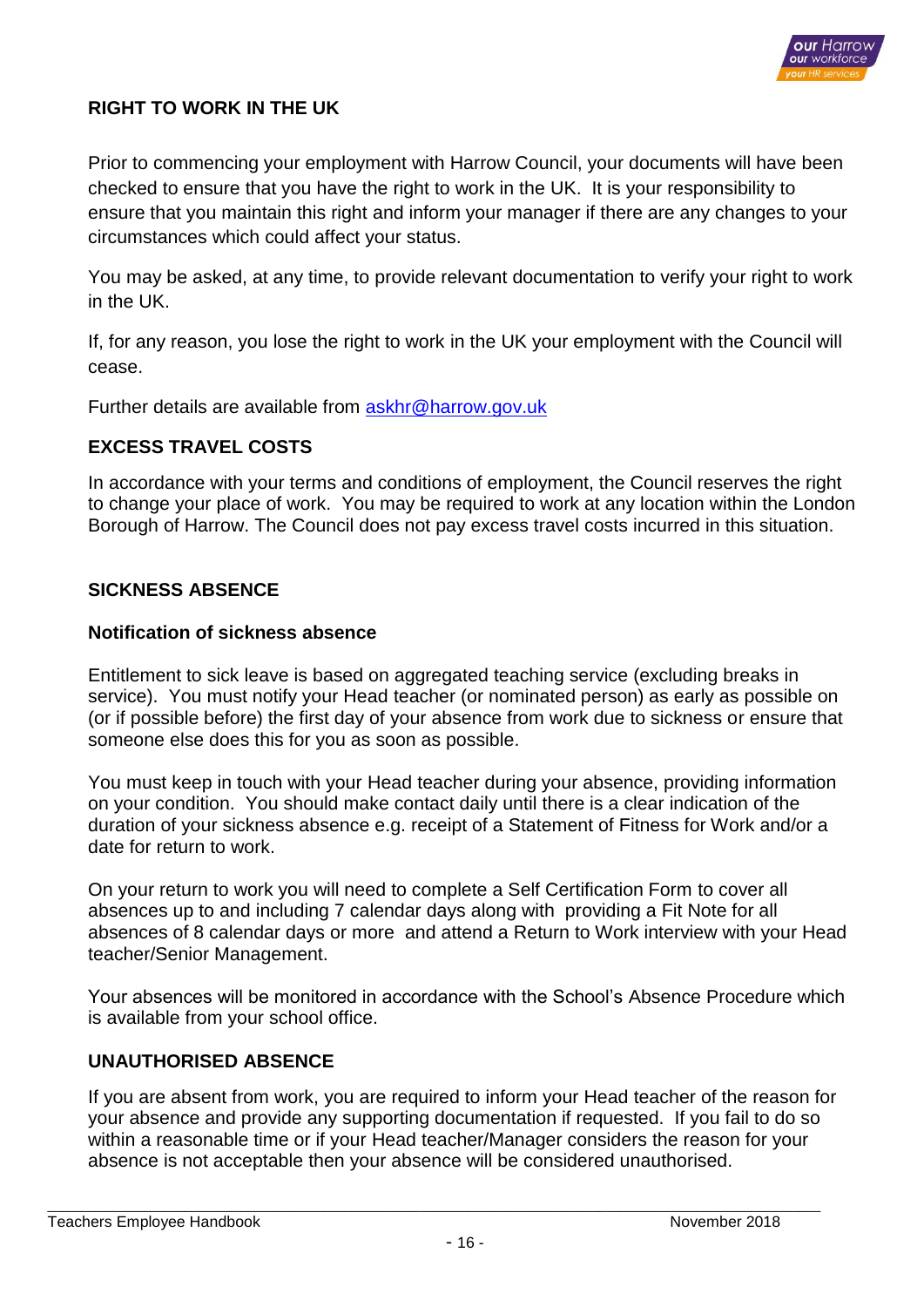## RIGHT TO WORK IN THE UK

Prior to commencing your employment with Harrow Council, your documents will have been checked to ensure that you have the right to work in the UK. It is your responsibility to ensure that you maintain this right and inform your manager if there are any changes to your circumstances which could affect your status.

You may be asked, at any time, to provide relevant documentation to verify your right to work in the UK.

If, for any reason, you lose the right to work in the UK your employment with the Council will cease.

Further details are available from askhr@harrow.gov.uk

## EXCESS TRAVEL COSTS

In accordance with your terms and conditions of employment, the Council reserves the right to change your place of work. You may be required to work at any location within the London Borough of Harrow. The Council does not pay excess travel costs incurred in this situation.

## SICKNESS ABSENCE

### Notification of sickness absence

Entitlement to sick leave is based on aggregated teaching service (excluding breaks in service). You must notify your Head teacher (or nominated person) as early as possible on (or if possible before) the first day of your absence from work due to sickness or ensure that someone else does this for you as soon as possible.

You must keep in touch with your Head teacher during your absence, providing information on your condition. You should make contact daily until there is a clear indication of the duration of your sickness absence e.g. receipt of a Statement of Fitness for Work and/or a date for return to work.

On your return to work you will need to complete a Self Certification Form to cover all absences up to and including 7 calendar days along with providing a Fit Note for all absences of 8 calendar days or more and attend a Return to Work interview with your Head teacher/Senior Management.

Your absences will be monitored in accordance with the School's Absence Procedure which is available from your school office.

## UNAUTHORISED ABSENCE

If you are absent from work, you are required to inform your Head teacher of the reason for your absence and provide any supporting documentation if requested. If you fail to do so within a reasonable time or if your Head teacher/Manager considers the reason for your absence is not acceptable then your absence will be considered unauthorised.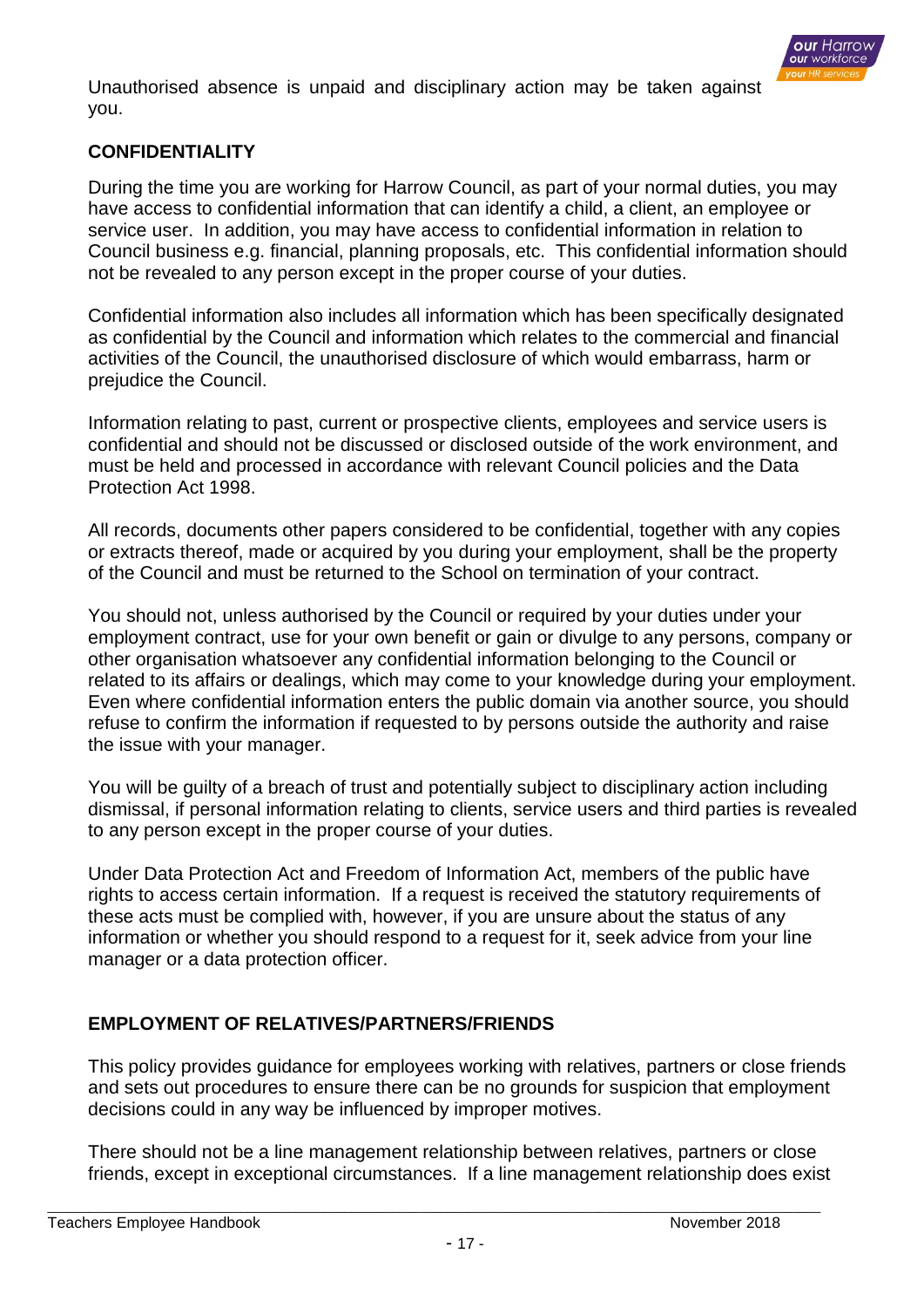Unauthorised absence is unpaid and disciplinary action may be taken against you.

## CONFIDENTIALITY

During the time you are working for Harrow Council, as part of your normal duties, you may have access to confidential information that can identify a child, a client, an employee or service user. In addition, you may have access to confidential information in relation to Council business e.g. financial, planning proposals, etc. This confidential information should not be revealed to any person except in the proper course of your duties.

Confidential information also includes all information which has been specifically designated as confidential by the Council and information which relates to the commercial and financial activities of the Council, the unauthorised disclosure of which would embarrass, harm or prejudice the Council.

Information relating to past, current or prospective clients, employees and service users is confidential and should not be discussed or disclosed outside of the work environment, and must be held and processed in accordance with relevant Council policies and the Data Protection Act 1998.

All records, documents other papers considered to be confidential, together with any copies or extracts thereof, made or acquired by you during your employment, shall be the property of the Council and must be returned to the School on termination of your contract.

You should not, unless authorised by the Council or required by your duties under your employment contract, use for your own benefit or gain or divulge to any persons, company or other organisation whatsoever any confidential information belonging to the Council or related to its affairs or dealings, which may come to your knowledge during your employment. Even where confidential information enters the public domain via another source, you should refuse to confirm the information if requested to by persons outside the authority and raise the issue with your manager.

You will be guilty of a breach of trust and potentially subject to disciplinary action including dismissal, if personal information relating to clients, service users and third parties is revealed to any person except in the proper course of your duties.

Under Data Protection Act and Freedom of Information Act, members of the public have rights to access certain information. If a request is received the statutory requirements of these acts must be complied with, however, if you are unsure about the status of any information or whether you should respond to a request for it, seek advice from your line manager or a data protection officer.

## EMPLOYMENT OF RELATIVES/PARTNERS/FRIENDS

This policy provides guidance for employees working with relatives, partners or close friends and sets out procedures to ensure there can be no grounds for suspicion that employment decisions could in any way be influenced by improper motives.

There should not be a line management relationship between relatives, partners or close friends, except in exceptional circumstances. If a line management relationship does exist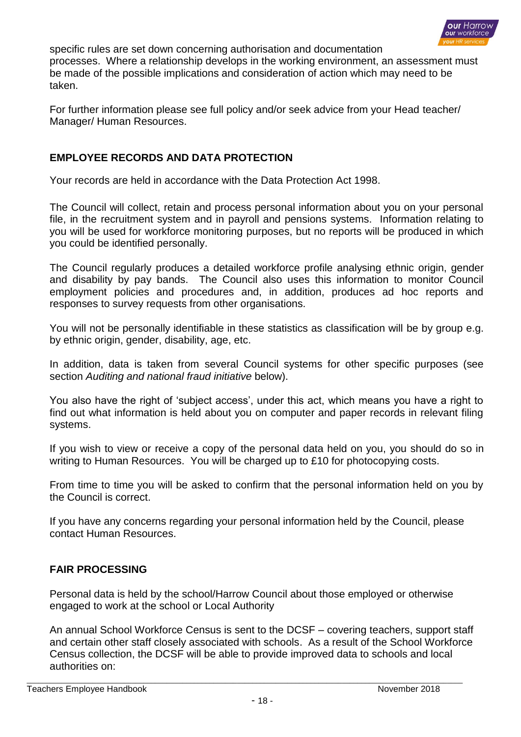specific rules are set down concerning authorisation and documentation processes. Where a relationship develops in the working environment, an assessment must be made of the possible implications and consideration of action which may need to be taken.

For further information please see full policy and/or seek advice from your Head teacher/ Manager/ Human Resources.

## EMPLOYEE RECORDS AND DATA PROTECTION

Your records are held in accordance with the Data Protection Act 1998.

The Council will collect, retain and process personal information about you on your personal file, in the recruitment system and in payroll and pensions systems. Information relating to you will be used for workforce monitoring purposes, but no reports will be produced in which you could be identified personally.

The Council regularly produces a detailed workforce profile analysing ethnic origin, gender and disability by pay bands. The Council also uses this information to monitor Council employment policies and procedures and, in addition, produces ad hoc reports and responses to survey requests from other organisations.

You will not be personally identifiable in these statistics as classification will be by group e.g. by ethnic origin, gender, disability, age, etc.

In addition, data is taken from several Council systems for other specific purposes (see section *Auditing and national fraud initiative* below).

You also have the right of 'subject access', under this act, which means you have a right to find out what information is held about you on computer and paper records in relevant filing systems.

If you wish to view or receive a copy of the personal data held on you, you should do so in writing to Human Resources. You will be charged up to £10 for photocopying costs.

From time to time you will be asked to confirm that the personal information held on you by the Council is correct.

If you have any concerns regarding your personal information held by the Council, please contact Human Resources.

## FAIR PROCESSING

Personal data is held by the school/Harrow Council about those employed or otherwise engaged to work at the school or Local Authority

An annual School Workforce Census is sent to the DCSF – covering teachers, support staff and certain other staff closely associated with schools. As a result of the School Workforce Census collection, the DCSF will be able to provide improved data to schools and local authorities on: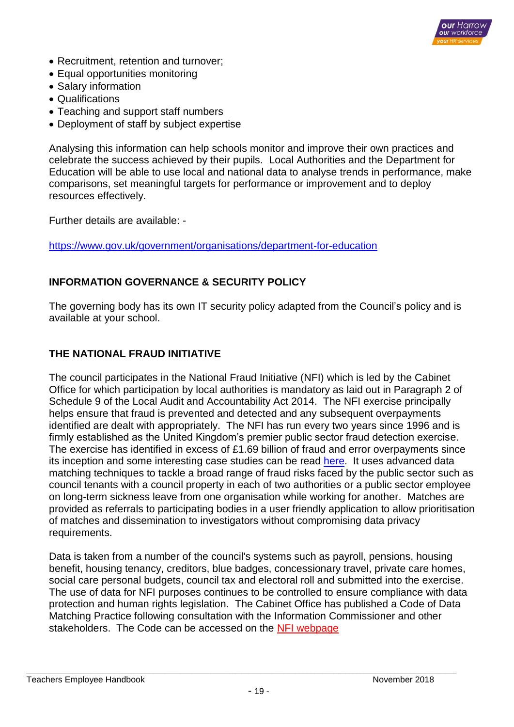- Recruitment, retention and turnover;
- Equal opportunities monitoring
- Salary information
- Qualifications
- Teaching and support staff numbers
- Deployment of staff by subject expertise

Analysing this information can help schools monitor and improve their own practices and celebrate the success achieved by their pupils. Local Authorities and the Department for Education will be able to use local and national data to analyse trends in performance, make comparisons, set meaningful targets for performance or improvement and to deploy resources effectively.

Further details are available: -

https://www.gov.uk/government/organisations/department-for-education

## INFORMATION GOVERNANCE & SECURITY POLICY

The governing body has its own IT security policy adapted from the Council's policy and is available at your school.

## THE NATIONAL FRAUD INITIATIVE

The council participates in the National Fraud Initiative (NFI) which is led by the Cabinet Office for which participation by local authorities is mandatory as laid out in Paragraph 2 of Schedule 9 of the Local Audit and Accountability Act 2014. The NFI exercise principally helps ensure that fraud is prevented and detected and any subsequent overpayments identified are dealt with appropriately. The NFI has run every two years since 1996 and is firmly established as the United Kingdom's premier public sector fraud detection exercise. The exercise has identified in excess of £1.69 billion of fraud and error overpayments since its inception and some interesting case studies can be read here. It uses advanced data matching techniques to tackle a broad range of fraud risks faced by the public sector such as council tenants with a council property in each of two authorities or a public sector employee on long-term sickness leave from one organisation while working for another. Matches are provided as referrals to participating bodies in a user friendly application to allow prioritisation of matches and dissemination to investigators without compromising data privacy requirements.

Data is taken from a number of the council's systems such as payroll, pensions, housing benefit, housing tenancy, creditors, blue badges, concessionary travel, private care homes, social care personal budgets, council tax and electoral roll and submitted into the exercise. The use of data for NFI purposes continues to be controlled to ensure compliance with data protection and human rights legislation. The Cabinet Office has published a Code of Data Matching Practice following consultation with the Information Commissioner and other stakeholders. The Code can be accessed on the NFI webpage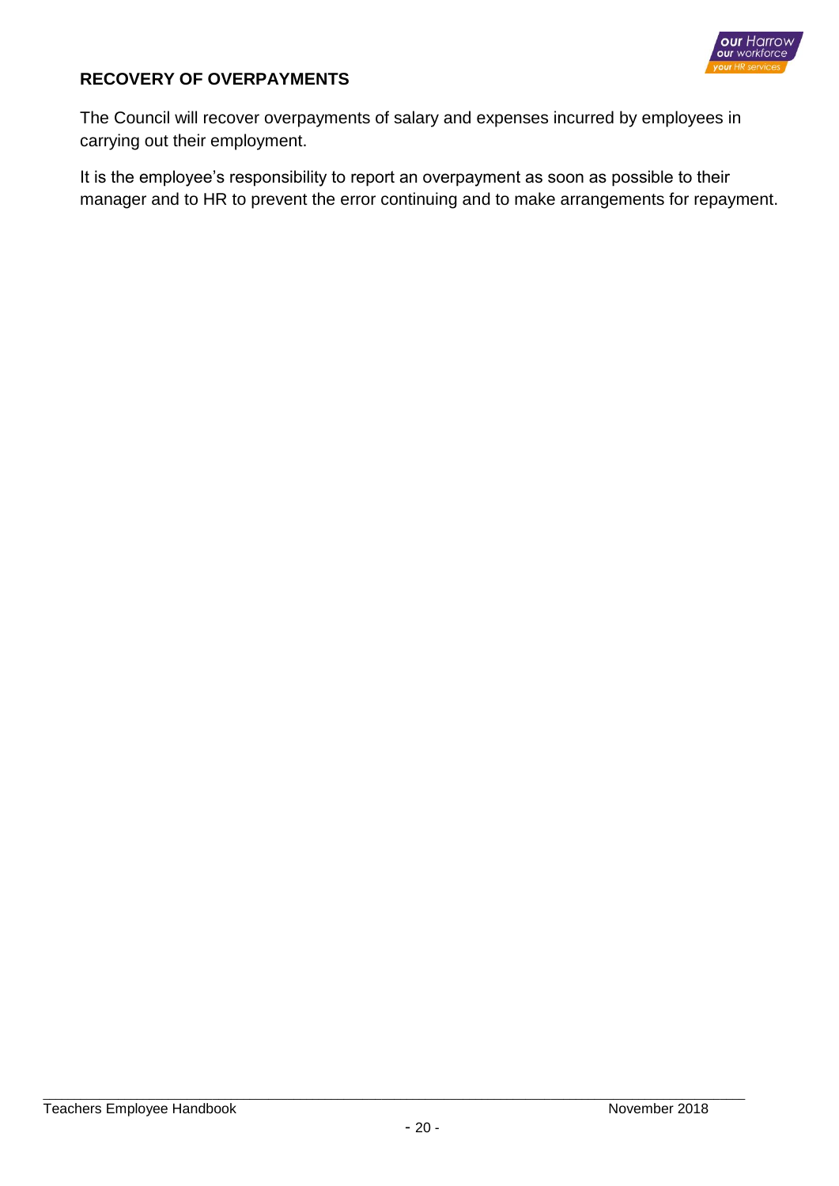## RECOVERY OF OVERPAYMENTS

The Council will recover overpayments of salary and expenses incurred by employees in carrying out their employment.

It is the employee's responsibility to report an overpayment as soon as possible to their manager and to HR to prevent the error continuing and to make arrangements for repayment.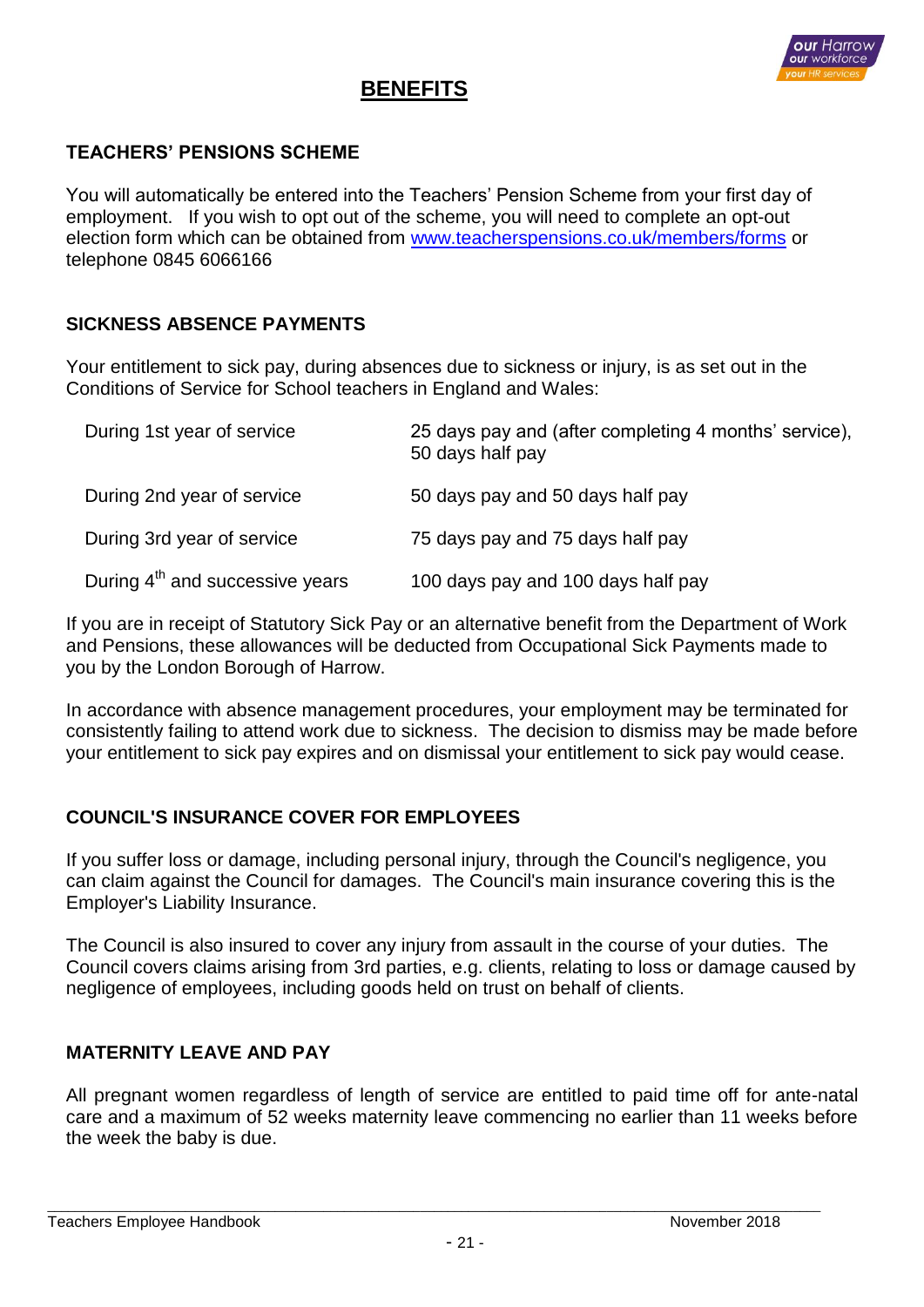# BENEFITS

## TEACHERS' PENSIONS SCHEME

You will automatically be entered into the Teachers' Pension Scheme from your first day of employment. If you wish to opt out of the scheme, you will need to complete an opt-out election form which can be obtained from www.teacherspensions.co.uk/members/forms or telephone 0845 6066166

## SICKNESS ABSENCE PAYMENTS

Your entitlement to sick pay, during absences due to sickness or injury, is as set out in the Conditions of Service for School teachers in England and Wales:

| | |
|---|---|
| During 1st year of service | 25 days pay and (after completing 4 months' service), 50 days half pay |
| During 2nd year of service | 50 days pay and 50 days half pay |
| During 3rd year of service | 75 days pay and 75 days half pay |
| During 4th and successive years | 100 days pay and 100 days half pay |

If you are in receipt of Statutory Sick Pay or an alternative benefit from the Department of Work and Pensions, these allowances will be deducted from Occupational Sick Payments made to you by the London Borough of Harrow.

In accordance with absence management procedures, your employment may be terminated for consistently failing to attend work due to sickness. The decision to dismiss may be made before your entitlement to sick pay expires and on dismissal your entitlement to sick pay would cease.

## COUNCIL'S INSURANCE COVER FOR EMPLOYEES

If you suffer loss or damage, including personal injury, through the Council's negligence, you can claim against the Council for damages. The Council's main insurance covering this is the Employer's Liability Insurance.

The Council is also insured to cover any injury from assault in the course of your duties. The Council covers claims arising from 3rd parties, e.g. clients, relating to loss or damage caused by negligence of employees, including goods held on trust on behalf of clients.

## MATERNITY LEAVE AND PAY

All pregnant women regardless of length of service are entitled to paid time off for ante-natal care and a maximum of 52 weeks maternity leave commencing no earlier than 11 weeks before the week the baby is due.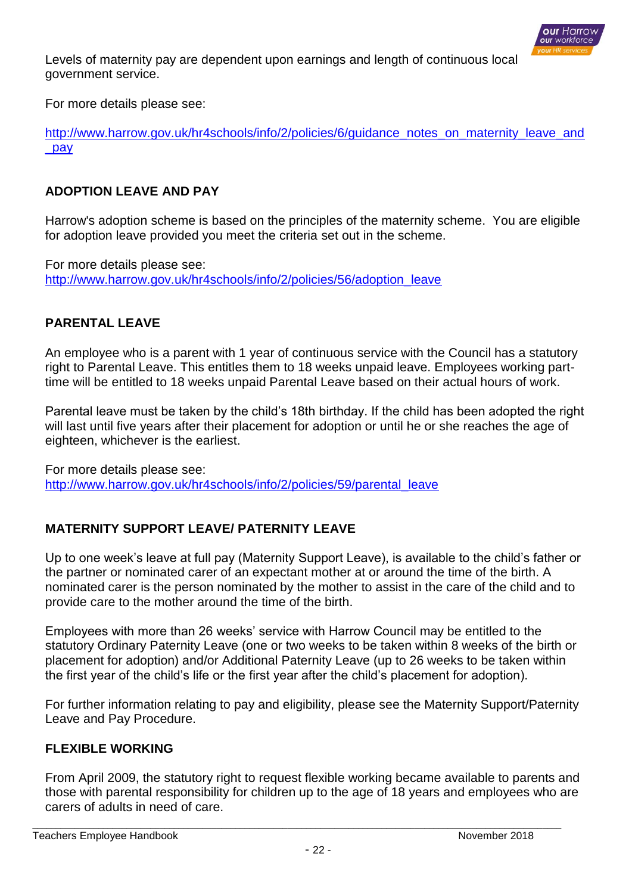Levels of maternity pay are dependent upon earnings and length of continuous local government service.

For more details please see:

http://www.harrow.gov.uk/hr4schools/info/2/policies/6/guidance_notes_on_maternity_leave_and_pay

## ADOPTION LEAVE AND PAY

Harrow's adoption scheme is based on the principles of the maternity scheme. You are eligible for adoption leave provided you meet the criteria set out in the scheme.

For more details please see:
http://www.harrow.gov.uk/hr4schools/info/2/policies/56/adoption_leave

## PARENTAL LEAVE

An employee who is a parent with 1 year of continuous service with the Council has a statutory right to Parental Leave. This entitles them to 18 weeks unpaid leave. Employees working part-time will be entitled to 18 weeks unpaid Parental Leave based on their actual hours of work.

Parental leave must be taken by the child's 18th birthday. If the child has been adopted the right will last until five years after their placement for adoption or until he or she reaches the age of eighteen, whichever is the earliest.

For more details please see:
http://www.harrow.gov.uk/hr4schools/info/2/policies/59/parental_leave

## MATERNITY SUPPORT LEAVE/ PATERNITY LEAVE

Up to one week's leave at full pay (Maternity Support Leave), is available to the child's father or the partner or nominated carer of an expectant mother at or around the time of the birth. A nominated carer is the person nominated by the mother to assist in the care of the child and to provide care to the mother around the time of the birth.

Employees with more than 26 weeks' service with Harrow Council may be entitled to the statutory Ordinary Paternity Leave (one or two weeks to be taken within 8 weeks of the birth or placement for adoption) and/or Additional Paternity Leave (up to 26 weeks to be taken within the first year of the child's life or the first year after the child's placement for adoption).

For further information relating to pay and eligibility, please see the Maternity Support/Paternity Leave and Pay Procedure.

## FLEXIBLE WORKING

From April 2009, the statutory right to request flexible working became available to parents and those with parental responsibility for children up to the age of 18 years and employees who are carers of adults in need of care.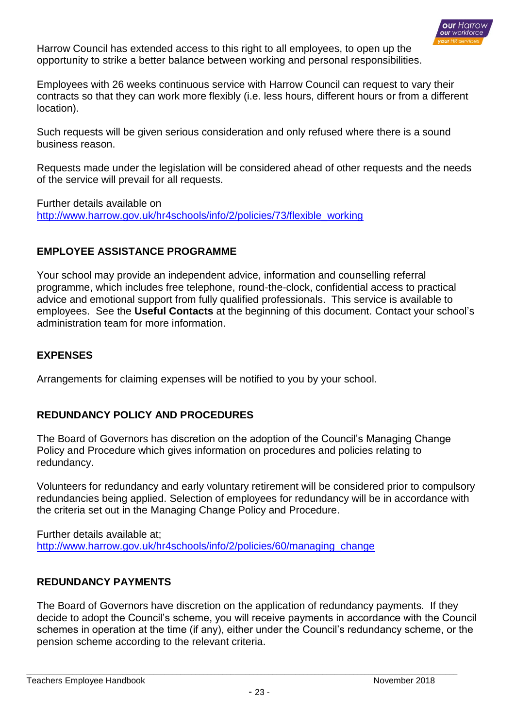Harrow Council has extended access to this right to all employees, to open up the opportunity to strike a better balance between working and personal responsibilities.

Employees with 26 weeks continuous service with Harrow Council can request to vary their contracts so that they can work more flexibly (i.e. less hours, different hours or from a different location).

Such requests will be given serious consideration and only refused where there is a sound business reason.

Requests made under the legislation will be considered ahead of other requests and the needs of the service will prevail for all requests.

Further details available on
http://www.harrow.gov.uk/hr4schools/info/2/policies/73/flexible_working

## EMPLOYEE ASSISTANCE PROGRAMME

Your school may provide an independent advice, information and counselling referral programme, which includes free telephone, round-the-clock, confidential access to practical advice and emotional support from fully qualified professionals. This service is available to employees. See the **Useful Contacts** at the beginning of this document. Contact your school's administration team for more information.

## EXPENSES

Arrangements for claiming expenses will be notified to you by your school.

## REDUNDANCY POLICY AND PROCEDURES

The Board of Governors has discretion on the adoption of the Council's Managing Change Policy and Procedure which gives information on procedures and policies relating to redundancy.

Volunteers for redundancy and early voluntary retirement will be considered prior to compulsory redundancies being applied. Selection of employees for redundancy will be in accordance with the criteria set out in the Managing Change Policy and Procedure.

Further details available at;
http://www.harrow.gov.uk/hr4schools/info/2/policies/60/managing_change

## REDUNDANCY PAYMENTS

The Board of Governors have discretion on the application of redundancy payments. If they decide to adopt the Council's scheme, you will receive payments in accordance with the Council schemes in operation at the time (if any), either under the Council's redundancy scheme, or the pension scheme according to the relevant criteria.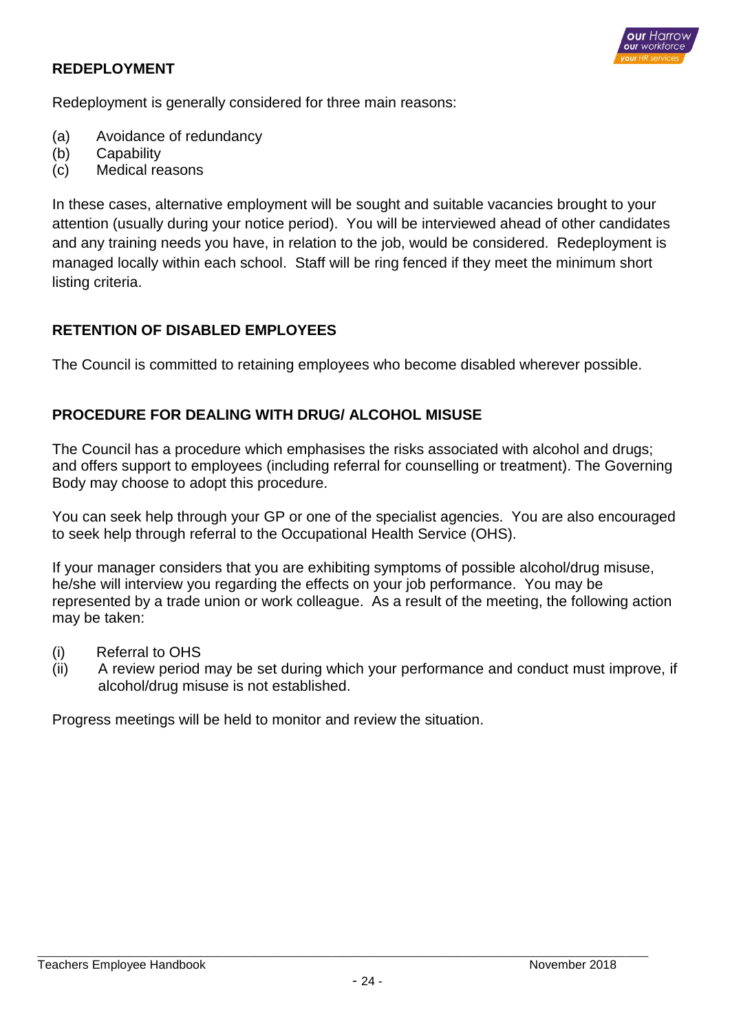## REDEPLOYMENT

Redeployment is generally considered for three main reasons:

(a) Avoidance of redundancy
(b) Capability
(c) Medical reasons

In these cases, alternative employment will be sought and suitable vacancies brought to your attention (usually during your notice period). You will be interviewed ahead of other candidates and any training needs you have, in relation to the job, would be considered. Redeployment is managed locally within each school. Staff will be ring fenced if they meet the minimum short listing criteria.

## RETENTION OF DISABLED EMPLOYEES

The Council is committed to retaining employees who become disabled wherever possible.

## PROCEDURE FOR DEALING WITH DRUG/ ALCOHOL MISUSE

The Council has a procedure which emphasises the risks associated with alcohol and drugs; and offers support to employees (including referral for counselling or treatment). The Governing Body may choose to adopt this procedure.

You can seek help through your GP or one of the specialist agencies. You are also encouraged to seek help through referral to the Occupational Health Service (OHS).

If your manager considers that you are exhibiting symptoms of possible alcohol/drug misuse, he/she will interview you regarding the effects on your job performance. You may be represented by a trade union or work colleague. As a result of the meeting, the following action may be taken:

(i) Referral to OHS
(ii) A review period may be set during which your performance and conduct must improve, if alcohol/drug misuse is not established.

Progress meetings will be held to monitor and review the situation.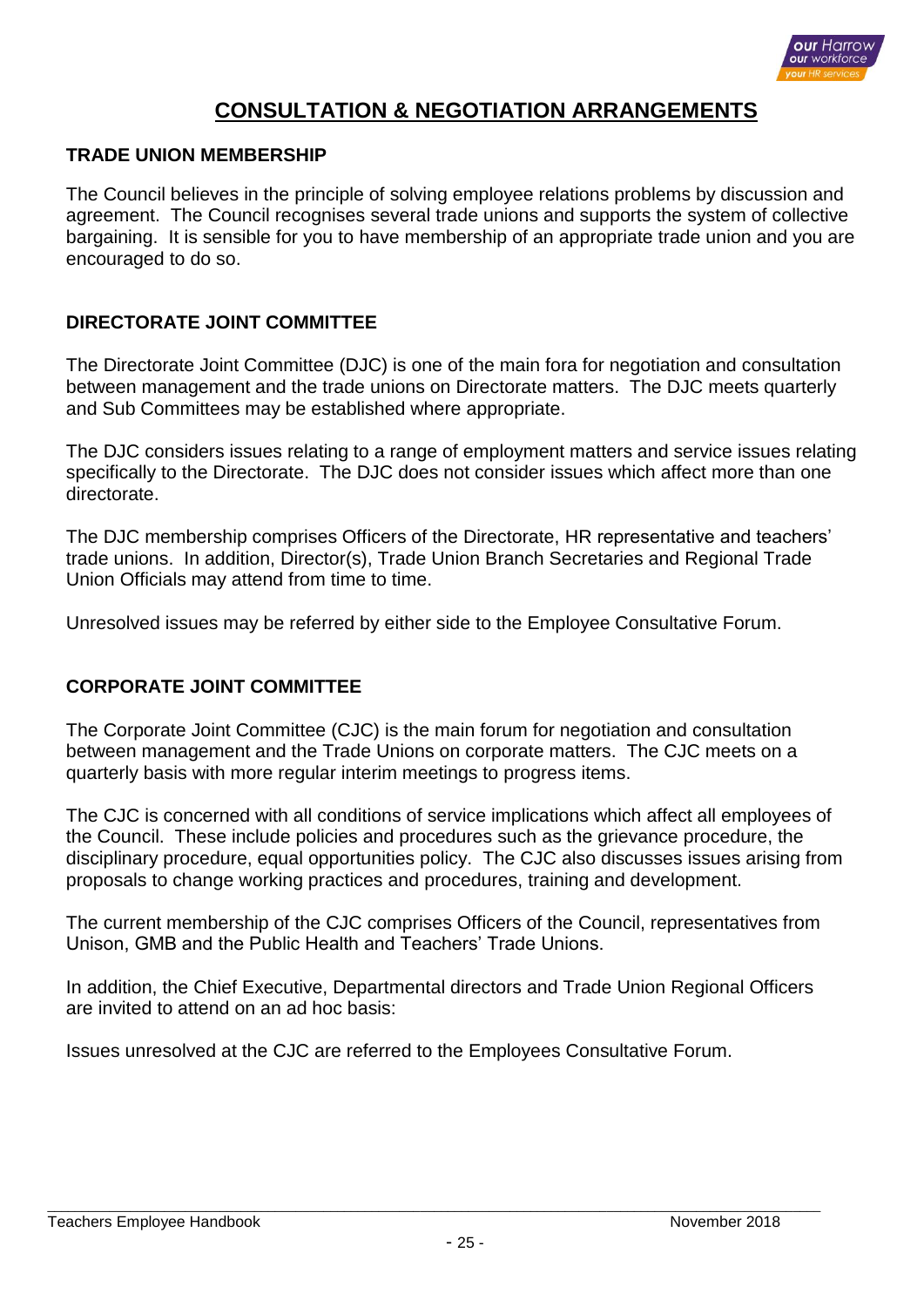# CONSULTATION & NEGOTIATION ARRANGEMENTS

## TRADE UNION MEMBERSHIP

The Council believes in the principle of solving employee relations problems by discussion and agreement. The Council recognises several trade unions and supports the system of collective bargaining. It is sensible for you to have membership of an appropriate trade union and you are encouraged to do so.

## DIRECTORATE JOINT COMMITTEE

The Directorate Joint Committee (DJC) is one of the main fora for negotiation and consultation between management and the trade unions on Directorate matters. The DJC meets quarterly and Sub Committees may be established where appropriate.

The DJC considers issues relating to a range of employment matters and service issues relating specifically to the Directorate. The DJC does not consider issues which affect more than one directorate.

The DJC membership comprises Officers of the Directorate, HR representative and teachers' trade unions. In addition, Director(s), Trade Union Branch Secretaries and Regional Trade Union Officials may attend from time to time.

Unresolved issues may be referred by either side to the Employee Consultative Forum.

## CORPORATE JOINT COMMITTEE

The Corporate Joint Committee (CJC) is the main forum for negotiation and consultation between management and the Trade Unions on corporate matters. The CJC meets on a quarterly basis with more regular interim meetings to progress items.

The CJC is concerned with all conditions of service implications which affect all employees of the Council. These include policies and procedures such as the grievance procedure, the disciplinary procedure, equal opportunities policy. The CJC also discusses issues arising from proposals to change working practices and procedures, training and development.

The current membership of the CJC comprises Officers of the Council, representatives from Unison, GMB and the Public Health and Teachers' Trade Unions.

In addition, the Chief Executive, Departmental directors and Trade Union Regional Officers are invited to attend on an ad hoc basis:

Issues unresolved at the CJC are referred to the Employees Consultative Forum.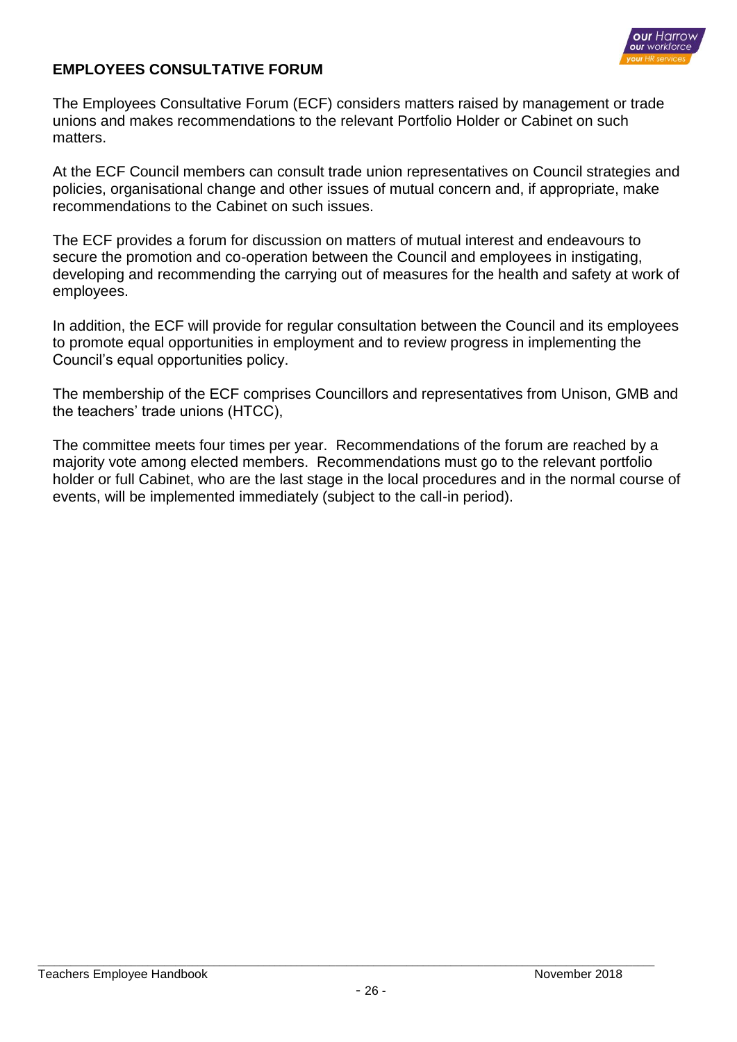## EMPLOYEES CONSULTATIVE FORUM

The Employees Consultative Forum (ECF) considers matters raised by management or trade unions and makes recommendations to the relevant Portfolio Holder or Cabinet on such matters.

At the ECF Council members can consult trade union representatives on Council strategies and policies, organisational change and other issues of mutual concern and, if appropriate, make recommendations to the Cabinet on such issues.

The ECF provides a forum for discussion on matters of mutual interest and endeavours to secure the promotion and co-operation between the Council and employees in instigating, developing and recommending the carrying out of measures for the health and safety at work of employees.

In addition, the ECF will provide for regular consultation between the Council and its employees to promote equal opportunities in employment and to review progress in implementing the Council's equal opportunities policy.

The membership of the ECF comprises Councillors and representatives from Unison, GMB and the teachers' trade unions (HTCC),

The committee meets four times per year. Recommendations of the forum are reached by a majority vote among elected members. Recommendations must go to the relevant portfolio holder or full Cabinet, who are the last stage in the local procedures and in the normal course of events, will be implemented immediately (subject to the call-in period).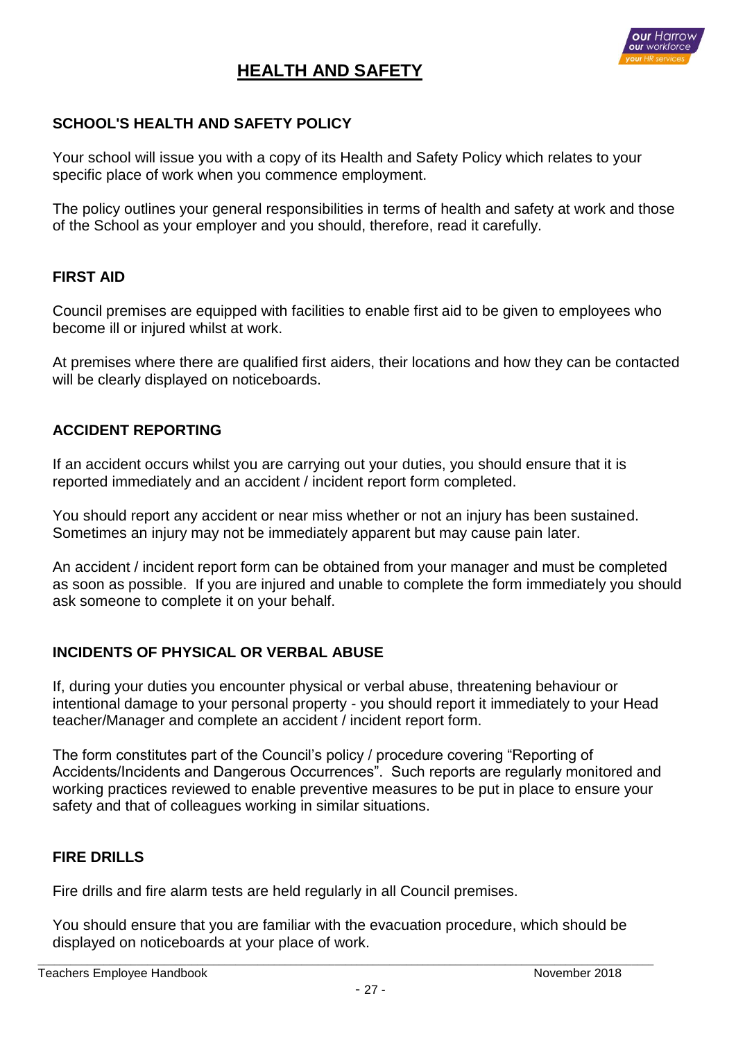# HEALTH AND SAFETY

## SCHOOL'S HEALTH AND SAFETY POLICY

Your school will issue you with a copy of its Health and Safety Policy which relates to your specific place of work when you commence employment.

The policy outlines your general responsibilities in terms of health and safety at work and those of the School as your employer and you should, therefore, read it carefully.

## FIRST AID

Council premises are equipped with facilities to enable first aid to be given to employees who become ill or injured whilst at work.

At premises where there are qualified first aiders, their locations and how they can be contacted will be clearly displayed on noticeboards.

## ACCIDENT REPORTING

If an accident occurs whilst you are carrying out your duties, you should ensure that it is reported immediately and an accident / incident report form completed.

You should report any accident or near miss whether or not an injury has been sustained. Sometimes an injury may not be immediately apparent but may cause pain later.

An accident / incident report form can be obtained from your manager and must be completed as soon as possible. If you are injured and unable to complete the form immediately you should ask someone to complete it on your behalf.

## INCIDENTS OF PHYSICAL OR VERBAL ABUSE

If, during your duties you encounter physical or verbal abuse, threatening behaviour or intentional damage to your personal property - you should report it immediately to your Head teacher/Manager and complete an accident / incident report form.

The form constitutes part of the Council's policy / procedure covering "Reporting of Accidents/Incidents and Dangerous Occurrences". Such reports are regularly monitored and working practices reviewed to enable preventive measures to be put in place to ensure your safety and that of colleagues working in similar situations.

## FIRE DRILLS

Fire drills and fire alarm tests are held regularly in all Council premises.

You should ensure that you are familiar with the evacuation procedure, which should be displayed on noticeboards at your place of work.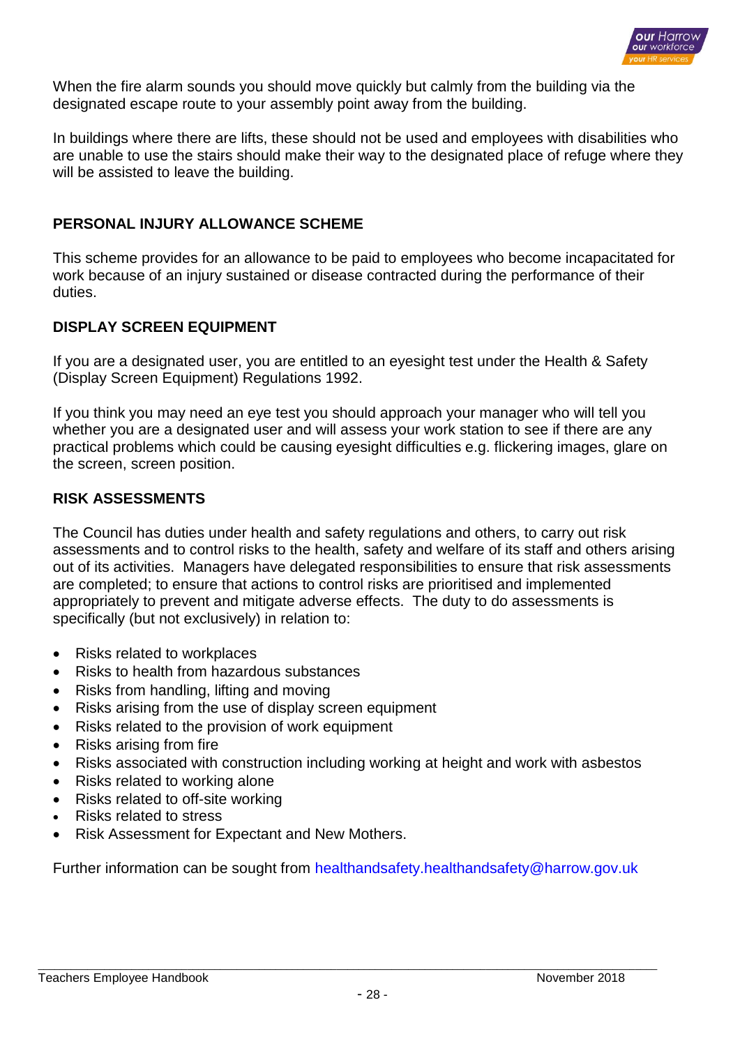When the fire alarm sounds you should move quickly but calmly from the building via the designated escape route to your assembly point away from the building.

In buildings where there are lifts, these should not be used and employees with disabilities who are unable to use the stairs should make their way to the designated place of refuge where they will be assisted to leave the building.

## PERSONAL INJURY ALLOWANCE SCHEME

This scheme provides for an allowance to be paid to employees who become incapacitated for work because of an injury sustained or disease contracted during the performance of their duties.

## DISPLAY SCREEN EQUIPMENT

If you are a designated user, you are entitled to an eyesight test under the Health & Safety (Display Screen Equipment) Regulations 1992.

If you think you may need an eye test you should approach your manager who will tell you whether you are a designated user and will assess your work station to see if there are any practical problems which could be causing eyesight difficulties e.g. flickering images, glare on the screen, screen position.

## RISK ASSESSMENTS

The Council has duties under health and safety regulations and others, to carry out risk assessments and to control risks to the health, safety and welfare of its staff and others arising out of its activities. Managers have delegated responsibilities to ensure that risk assessments are completed; to ensure that actions to control risks are prioritised and implemented appropriately to prevent and mitigate adverse effects. The duty to do assessments is specifically (but not exclusively) in relation to:

- Risks related to workplaces
- Risks to health from hazardous substances
- Risks from handling, lifting and moving
- Risks arising from the use of display screen equipment
- Risks related to the provision of work equipment
- Risks arising from fire
- Risks associated with construction including working at height and work with asbestos
- Risks related to working alone
- Risks related to off-site working
- Risks related to stress
- Risk Assessment for Expectant and New Mothers.

Further information can be sought from healthandsafety.healthandsafety@harrow.gov.uk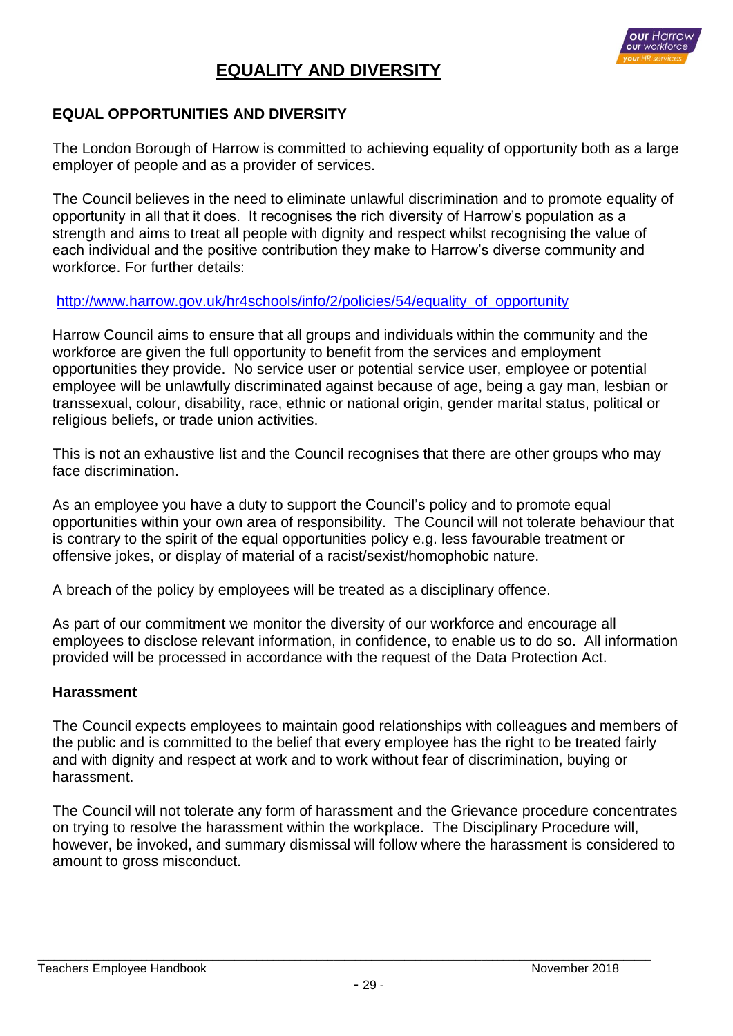# EQUALITY AND DIVERSITY

## EQUAL OPPORTUNITIES AND DIVERSITY

The London Borough of Harrow is committed to achieving equality of opportunity both as a large employer of people and as a provider of services.

The Council believes in the need to eliminate unlawful discrimination and to promote equality of opportunity in all that it does. It recognises the rich diversity of Harrow's population as a strength and aims to treat all people with dignity and respect whilst recognising the value of each individual and the positive contribution they make to Harrow's diverse community and workforce. For further details:

http://www.harrow.gov.uk/hr4schools/info/2/policies/54/equality_of_opportunity

Harrow Council aims to ensure that all groups and individuals within the community and the workforce are given the full opportunity to benefit from the services and employment opportunities they provide. No service user or potential service user, employee or potential employee will be unlawfully discriminated against because of age, being a gay man, lesbian or transsexual, colour, disability, race, ethnic or national origin, gender marital status, political or religious beliefs, or trade union activities.

This is not an exhaustive list and the Council recognises that there are other groups who may face discrimination.

As an employee you have a duty to support the Council's policy and to promote equal opportunities within your own area of responsibility. The Council will not tolerate behaviour that is contrary to the spirit of the equal opportunities policy e.g. less favourable treatment or offensive jokes, or display of material of a racist/sexist/homophobic nature.

A breach of the policy by employees will be treated as a disciplinary offence.

As part of our commitment we monitor the diversity of our workforce and encourage all employees to disclose relevant information, in confidence, to enable us to do so. All information provided will be processed in accordance with the request of the Data Protection Act.

### Harassment

The Council expects employees to maintain good relationships with colleagues and members of the public and is committed to the belief that every employee has the right to be treated fairly and with dignity and respect at work and to work without fear of discrimination, buying or harassment.

The Council will not tolerate any form of harassment and the Grievance procedure concentrates on trying to resolve the harassment within the workplace. The Disciplinary Procedure will, however, be invoked, and summary dismissal will follow where the harassment is considered to amount to gross misconduct.